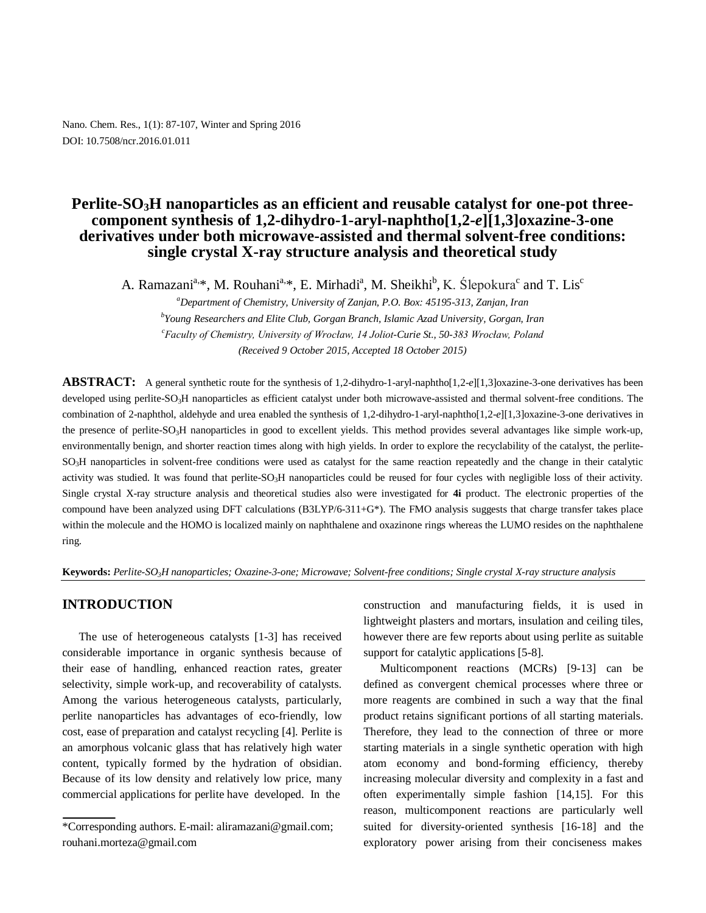# Perlite-$SO_3H$ nanoparticles as an efficient and reusable catalyst for one-pot three-component synthesis of 1,2-dihydro-1-aryl-naphtho[1,2-*e*][1,3]oxazine-3-one derivatives under both microwave-assisted and thermal solvent-free conditions: single crystal X-ray structure analysis and theoretical study

A. Ramazani[a,*], M. Rouhani[a,*], E. Mirhadi[a], M. Sheikhi[b], K. Ślepokura[c] and T. Lis[c]

[a]*Department of Chemistry, University of Zanjan, P.O. Box: 45195-313, Zanjan, Iran*

[b]*Young Researchers and Elite Club, Gorgan Branch, Islamic Azad University, Gorgan, Iran*

[c]*Faculty of Chemistry, University of Wrocław, 14 Joliot-Curie St., 50-383 Wrocław, Poland*

*(Received 9 October 2015, Accepted 18 October 2015)*

**ABSTRACT:** A general synthetic route for the synthesis of 1,2-dihydro-1-aryl-naphtho[1,2-*e*][1,3]oxazine-3-one derivatives has been developed using perlite-$SO_3H$ nanoparticles as efficient catalyst under both microwave-assisted and thermal solvent-free conditions. The combination of 2-naphthol, aldehyde and urea enabled the synthesis of 1,2-dihydro-1-aryl-naphtho[1,2-*e*][1,3]oxazine-3-one derivatives in the presence of perlite-$SO_3H$ nanoparticles in good to excellent yields. This method provides several advantages like simple work-up, environmentally benign, and shorter reaction times along with high yields. In order to explore the recyclability of the catalyst, the perlite-$SO_3H$ nanoparticles in solvent-free conditions were used as catalyst for the same reaction repeatedly and the change in their catalytic activity was studied. It was found that perlite-$SO_3H$ nanoparticles could be reused for four cycles with negligible loss of their activity. Single crystal X-ray structure analysis and theoretical studies also were investigated for **4i** product. The electronic properties of the compound have been analyzed using DFT calculations (B3LYP/6-311+G*). The FMO analysis suggests that charge transfer takes place within the molecule and the HOMO is localized mainly on naphthalene and oxazinone rings whereas the LUMO resides on the naphthalene ring.

**Keywords:** *Perlite-$SO_3H$ nanoparticles; Oxazine-3-one; Microwave; Solvent-free conditions; Single crystal X-ray structure analysis*

## INTRODUCTION

The use of heterogeneous catalysts [1-3] has received considerable importance in organic synthesis because of their ease of handling, enhanced reaction rates, greater selectivity, simple work-up, and recoverability of catalysts. Among the various heterogeneous catalysts, particularly, perlite nanoparticles has advantages of eco-friendly, low cost, ease of preparation and catalyst recycling [4]. Perlite is an amorphous volcanic glass that has relatively high water content, typically formed by the hydration of obsidian. Because of its low density and relatively low price, many commercial applications for perlite have developed. In the construction and manufacturing fields, it is used in lightweight plasters and mortars, insulation and ceiling tiles, however there are few reports about using perlite as suitable support for catalytic applications [5-8].

Multicomponent reactions (MCRs) [9-13] can be defined as convergent chemical processes where three or more reagents are combined in such a way that the final product retains significant portions of all starting materials. Therefore, they lead to the connection of three or more starting materials in a single synthetic operation with high atom economy and bond-forming efficiency, thereby increasing molecular diversity and complexity in a fast and often experimentally simple fashion [14,15]. For this reason, multicomponent reactions are particularly well suited for diversity-oriented synthesis [16-18] and the exploratory power arising from their conciseness makes

*Corresponding authors. E-mail: aliramazani@gmail.com; rouhani.morteza@gmail.com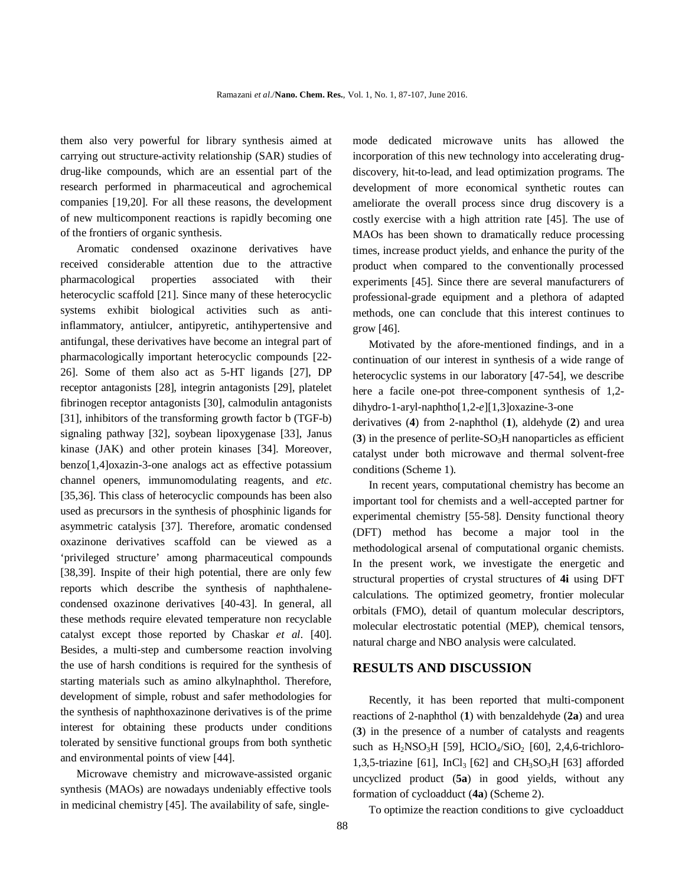them also very powerful for library synthesis aimed at carrying out structure-activity relationship (SAR) studies of drug-like compounds, which are an essential part of the research performed in pharmaceutical and agrochemical companies [19,20]. For all these reasons, the development of new multicomponent reactions is rapidly becoming one of the frontiers of organic synthesis.

Aromatic condensed oxazinone derivatives have received considerable attention due to the attractive pharmacological properties associated with their heterocyclic scaffold [21]. Since many of these heterocyclic systems exhibit biological activities such as anti-inflammatory, antiulcer, antipyretic, antihypertensive and antifungal, these derivatives have become an integral part of pharmacologically important heterocyclic compounds [22-26]. Some of them also act as 5-HT ligands [27], DP receptor antagonists [28], integrin antagonists [29], platelet fibrinogen receptor antagonists [30], calmodulin antagonists [31], inhibitors of the transforming growth factor b (TGF-b) signaling pathway [32], soybean lipoxygenase [33], Janus kinase (JAK) and other protein kinases [34]. Moreover, benzo[1,4]oxazin-3-one analogs act as effective potassium channel openers, immunomodulating reagents, and *etc*. [35,36]. This class of heterocyclic compounds has been also used as precursors in the synthesis of phosphinic ligands for asymmetric catalysis [37]. Therefore, aromatic condensed oxazinone derivatives scaffold can be viewed as a 'privileged structure' among pharmaceutical compounds [38,39]. Inspite of their high potential, there are only few reports which describe the synthesis of naphthalene-condensed oxazinone derivatives [40-43]. In general, all these methods require elevated temperature non recyclable catalyst except those reported by Chaskar *et al*. [40]. Besides, a multi-step and cumbersome reaction involving the use of harsh conditions is required for the synthesis of starting materials such as amino alkylnaphthol. Therefore, development of simple, robust and safer methodologies for the synthesis of naphthoxazinone derivatives is of the prime interest for obtaining these products under conditions tolerated by sensitive functional groups from both synthetic and environmental points of view [44].

Microwave chemistry and microwave-assisted organic synthesis (MAOs) are nowadays undeniably effective tools in medicinal chemistry [45]. The availability of safe, single-mode dedicated microwave units has allowed the incorporation of this new technology into accelerating drug-discovery, hit-to-lead, and lead optimization programs. The development of more economical synthetic routes can ameliorate the overall process since drug discovery is a costly exercise with a high attrition rate [45]. The use of MAOs has been shown to dramatically reduce processing times, increase product yields, and enhance the purity of the product when compared to the conventionally processed experiments [45]. Since there are several manufacturers of professional-grade equipment and a plethora of adapted methods, one can conclude that this interest continues to grow [46].

Motivated by the afore-mentioned findings, and in a continuation of our interest in synthesis of a wide range of heterocyclic systems in our laboratory [47-54], we describe here a facile one-pot three-component synthesis of 1,2-dihydro-1-aryl-naphtho[1,2-*e*][1,3]oxazine-3-one derivatives (**4**) from 2-naphthol (**1**), aldehyde (**2**) and urea (**3**) in the presence of perlite-$SO_3H$ nanoparticles as efficient catalyst under both microwave and thermal solvent-free conditions (Scheme 1).

In recent years, computational chemistry has become an important tool for chemists and a well-accepted partner for experimental chemistry [55-58]. Density functional theory (DFT) method has become a major tool in the methodological arsenal of computational organic chemists. In the present work, we investigate the energetic and structural properties of crystal structures of **4i** using DFT calculations. The optimized geometry, frontier molecular orbitals (FMO), detail of quantum molecular descriptors, molecular electrostatic potential (MEP), chemical tensors, natural charge and NBO analysis were calculated.

## RESULTS AND DISCUSSION

Recently, it has been reported that multi-component reactions of 2-naphthol (**1**) with benzaldehyde (**2a**) and urea (**3**) in the presence of a number of catalysts and reagents such as $H_2NSO_3H$ [59], $HClO_4/SiO_2$ [60], 2,4,6-trichloro-1,3,5-triazine [61], $InCl_3$ [62] and $CH_3SO_3H$ [63] afforded uncyclized product (**5a**) in good yields, without any formation of cycloadduct (**4a**) (Scheme 2).

To optimize the reaction conditions to give cycloadduct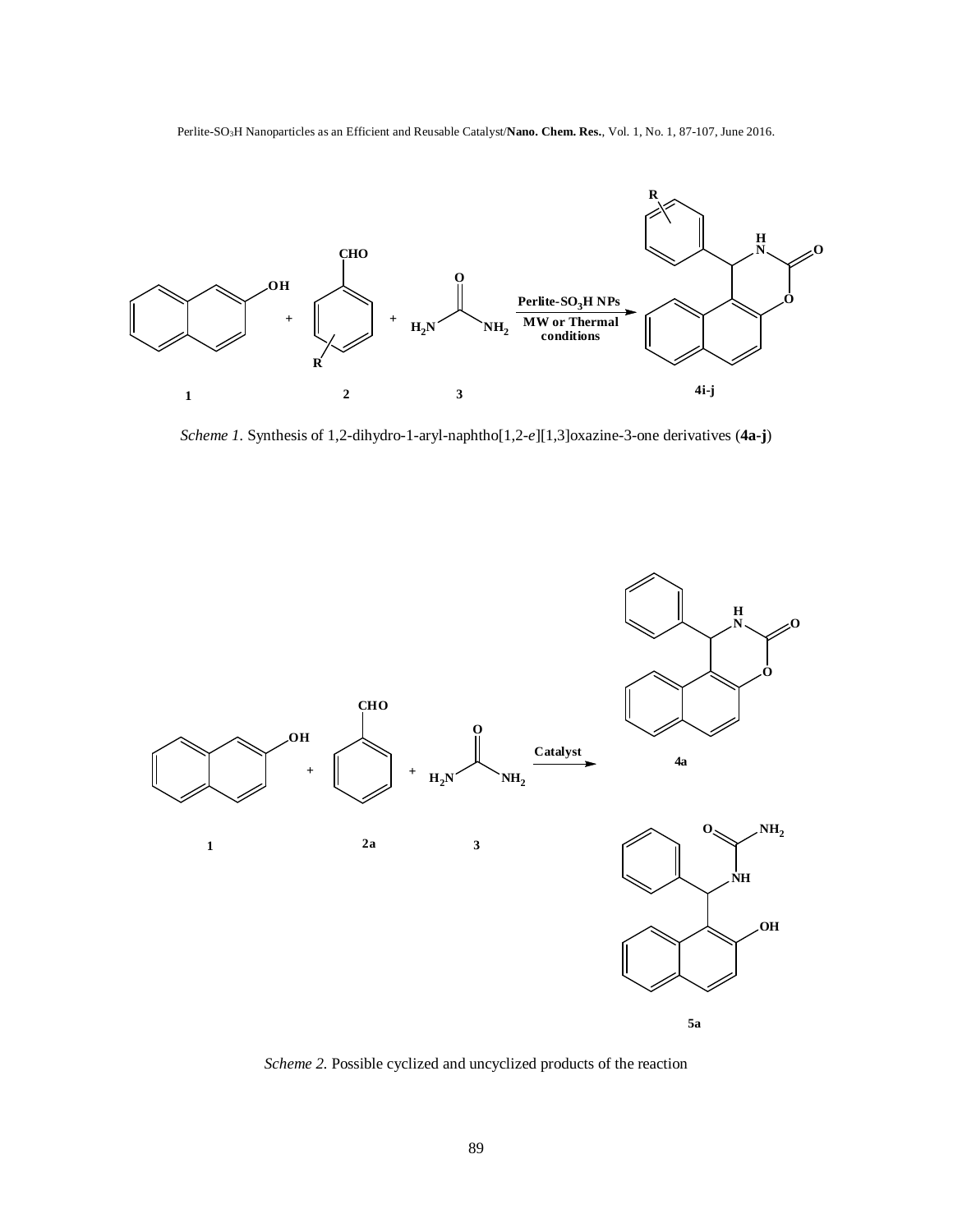*Scheme 1.* Synthesis of 1,2-dihydro-1-aryl-naphtho[1,2-*e*][1,3]oxazine-3-one derivatives (**4a-j**)

*Scheme 2.* Possible cyclized and uncyclized products of the reaction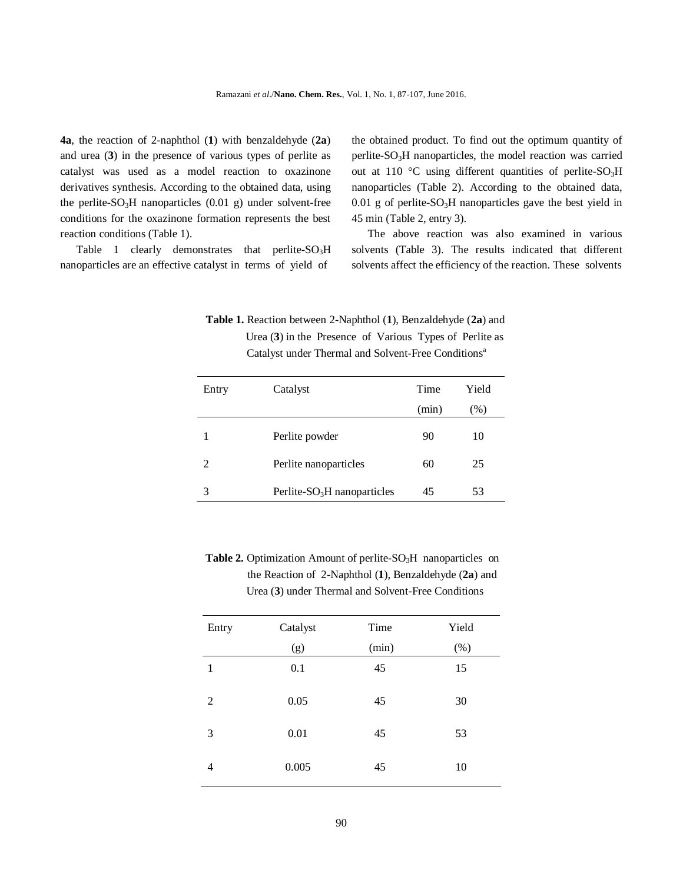**4a**, the reaction of 2-naphthol (**1**) with benzaldehyde (**2a**) and urea (**3**) in the presence of various types of perlite as catalyst was used as a model reaction to oxazinone derivatives synthesis. According to the obtained data, using the perlite-$SO_3H$ nanoparticles (0.01 g) under solvent-free conditions for the oxazinone formation represents the best reaction conditions (Table 1).

Table 1 clearly demonstrates that perlite-$SO_3H$ nanoparticles are an effective catalyst in terms of yield of the obtained product. To find out the optimum quantity of perlite-$SO_3H$ nanoparticles, the model reaction was carried out at 110 °C using different quantities of perlite-$SO_3H$ nanoparticles (Table 2). According to the obtained data, 0.01 g of perlite-$SO_3H$ nanoparticles gave the best yield in 45 min (Table 2, entry 3).

The above reaction was also examined in various solvents (Table 3). The results indicated that different solvents affect the efficiency of the reaction. These solvents

**Table 1.** Reaction between 2-Naphthol (**1**), Benzaldehyde (**2a**) and Urea (**3**) in the Presence of Various Types of Perlite as Catalyst under Thermal and Solvent-Free Conditions[a]

| Entry | Catalyst | Time (min) | Yield (%) |
|---|---|---|---|
| 1 | Perlite powder | 90 | 10 |
| 2 | Perlite nanoparticles | 60 | 25 |
| 3 | Perlite-$SO_3H$ nanoparticles | 45 | 53 |

**Table 2.** Optimization Amount of perlite-$SO_3H$ nanoparticles on the Reaction of 2-Naphthol (**1**), Benzaldehyde (**2a**) and Urea (**3**) under Thermal and Solvent-Free Conditions

| Entry | Catalyst (g) | Time (min) | Yield (%) |
|---|---|---|---|
| 1 | 0.1 | 45 | 15 |
| 2 | 0.05 | 45 | 30 |
| 3 | 0.01 | 45 | 53 |
| 4 | 0.005 | 45 | 10 |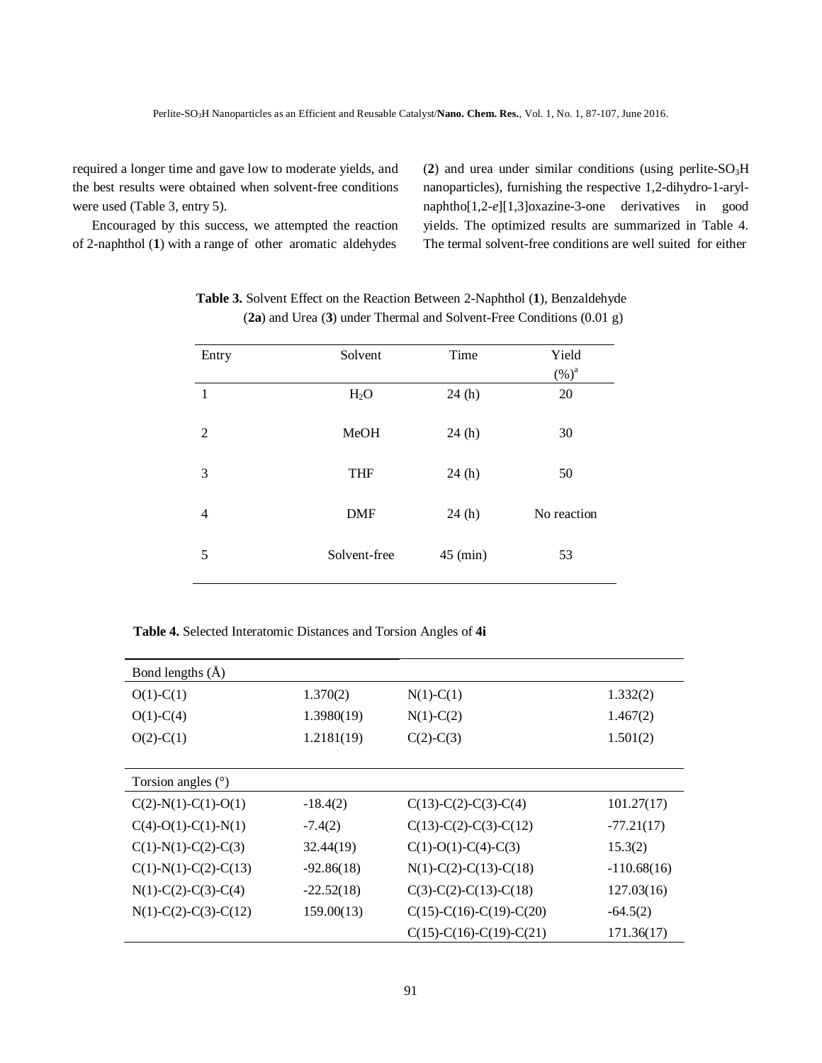required a longer time and gave low to moderate yields, and the best results were obtained when solvent-free conditions were used (Table 3, entry 5).

Encouraged by this success, we attempted the reaction of 2-naphthol (**1**) with a range of other aromatic aldehydes (**2**) and urea under similar conditions (using perlite-$SO_3H$ nanoparticles), furnishing the respective 1,2-dihydro-1-aryl-naphtho[1,2-*e*][1,3]oxazine-3-one derivatives in good yields. The optimized results are summarized in Table 4. The termal solvent-free conditions are well suited for either

**Table 3.** Solvent Effect on the Reaction Between 2-Naphthol (**1**), Benzaldehyde (**2a**) and Urea (**3**) under Thermal and Solvent-Free Conditions (0.01 g)

| Entry | Solvent | Time | Yield (%)[a] |
|---|---|---|---|
| 1 | $H_2O$ | 24 (h) | 20 |
| 2 | MeOH | 24 (h) | 30 |
| 3 | THF | 24 (h) | 50 |
| 4 | DMF | 24 (h) | No reaction |
| 5 | Solvent-free | 45 (min) | 53 |

**Table 4.** Selected Interatomic Distances and Torsion Angles of **4i**

| Bond lengths (Å) | | | |
|---|---|---|---|
| O(1)-C(1) | 1.370(2) | N(1)-C(1) | 1.332(2) |
| O(1)-C(4) | 1.3980(19) | N(1)-C(2) | 1.467(2) |
| O(2)-C(1) | 1.2181(19) | C(2)-C(3) | 1.501(2) |
| **Torsion angles (°)** | | | |
| C(2)-N(1)-C(1)-O(1) | -18.4(2) | C(13)-C(2)-C(3)-C(4) | 101.27(17) |
| C(4)-O(1)-C(1)-N(1) | -7.4(2) | C(13)-C(2)-C(3)-C(12) | -77.21(17) |
| C(1)-N(1)-C(2)-C(3) | 32.44(19) | C(1)-O(1)-C(4)-C(3) | 15.3(2) |
| C(1)-N(1)-C(2)-C(13) | -92.86(18) | N(1)-C(2)-C(13)-C(18) | -110.68(16) |
| N(1)-C(2)-C(3)-C(4) | -22.52(18) | C(3)-C(2)-C(13)-C(18) | 127.03(16) |
| N(1)-C(2)-C(3)-C(12) | 159.00(13) | C(15)-C(16)-C(19)-C(20) | -64.5(2) |
| | | C(15)-C(16)-C(19)-C(21) | 171.36(17) |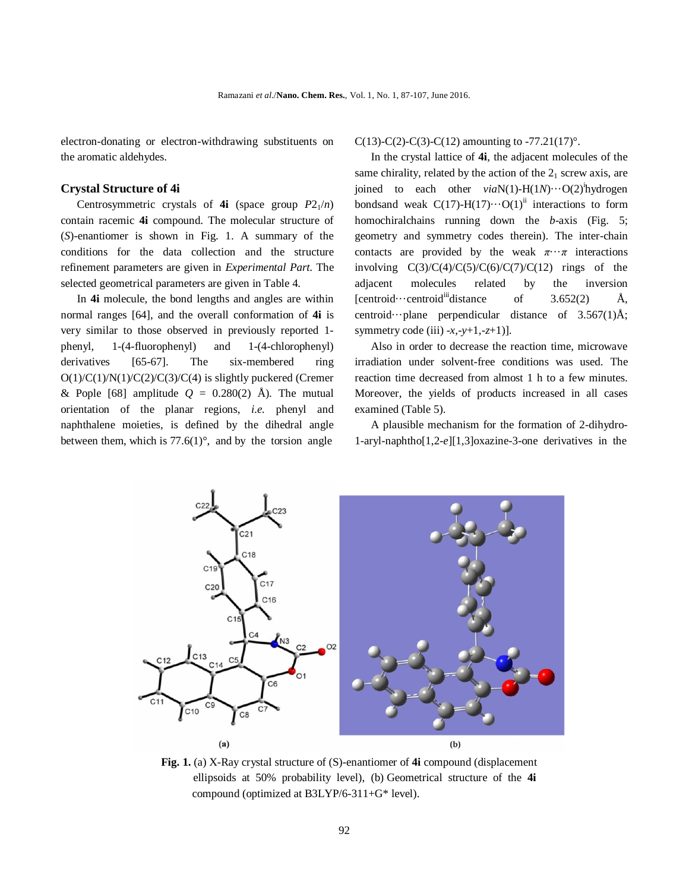electron-donating or electron-withdrawing substituents on the aromatic aldehydes.

### Crystal Structure of 4i

Centrosymmetric crystals of **4i** (space group $P2_1/n$) contain racemic **4i** compound. The molecular structure of (*S*)-enantiomer is shown in Fig. 1. A summary of the conditions for the data collection and the structure refinement parameters are given in *Experimental Part*. The selected geometrical parameters are given in Table 4.

In **4i** molecule, the bond lengths and angles are within normal ranges [64], and the overall conformation of **4i** is very similar to those observed in previously reported 1-phenyl, 1-(4-fluorophenyl) and 1-(4-chlorophenyl) derivatives [65-67]. The six-membered ring O(1)/C(1)/N(1)/C(2)/C(3)/C(4) is slightly puckered (Cremer & Pople [68] amplitude $Q$ = 0.280(2) Å). The mutual orientation of the planar regions, *i.e.* phenyl and naphthalene moieties, is defined by the dihedral angle between them, which is 77.6(1)°, and by the torsion angle C(13)-C(2)-C(3)-C(12) amounting to -77.21(17)°.

In the crystal lattice of **4i**, the adjacent molecules of the same chirality, related by the action of the $2_1$ screw axis, are joined to each other *via*N(1)-H(1*N*)···O(2)[i]hydrogen bondsand weak C(17)-H(17)···O(1)[ii] interactions to form homochiralchains running down the *b*-axis (Fig. 5; geometry and symmetry codes therein). The inter-chain contacts are provided by the weak *π*···*π* interactions involving C(3)/C(4)/C(5)/C(6)/C(7)/C(12) rings of the adjacent molecules related by the inversion [centroid···centroid[iii]distance of 3.652(2) Å, centroid···plane perpendicular distance of 3.567(1)Å; symmetry code (iii) -*x*,-*y*+1,-*z*+1)].

Also in order to decrease the reaction time, microwave irradiation under solvent-free conditions was used. The reaction time decreased from almost 1 h to a few minutes. Moreover, the yields of products increased in all cases examined (Table 5).

A plausible mechanism for the formation of 2-dihydro-1-aryl-naphtho[1,2-*e*][1,3]oxazine-3-one derivatives in the

**Fig. 1.** (a) X-Ray crystal structure of (S)-enantiomer of **4i** compound (displacement ellipsoids at 50% probability level), (b) Geometrical structure of the **4i** compound (optimized at B3LYP/6-311+G* level).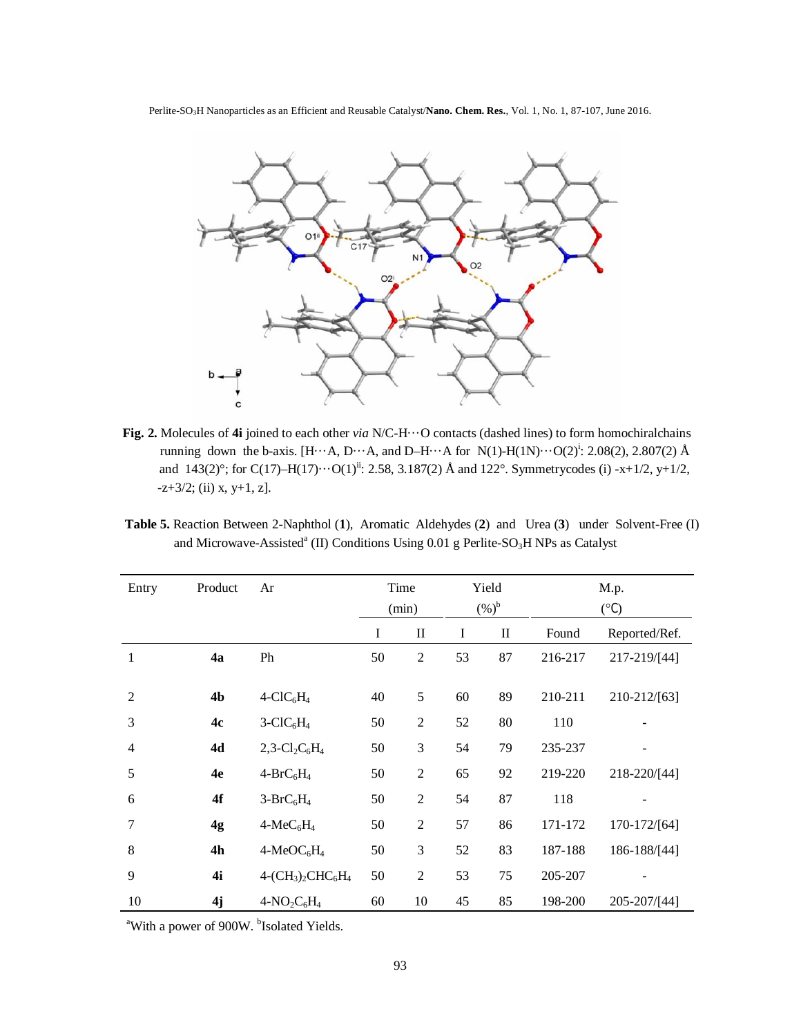**Fig. 2.** Molecules of **4i** joined to each other *via* N/C-H···O contacts (dashed lines) to form homochiralchains running down the b-axis. [H···A, D···A, and D–H···A for N(1)-H(1N)···O(2)[i]: 2.08(2), 2.807(2) Å and 143(2)°; for C(17)–H(17)···O(1)[ii]: 2.58, 3.187(2) Å and 122°. Symmetrycodes (i) -x+1/2, y+1/2, -z+3/2; (ii) x, y+1, z].

**Table 5.** Reaction Between 2-Naphthol (**1**), Aromatic Aldehydes (**2**) and Urea (**3**) under Solvent-Free (I) and Microwave-Assisted[a] (II) Conditions Using 0.01 g Perlite-$SO_3H$ NPs as Catalyst

| Entry | Product | Ar | Time (min) | | Yield (%)[b] | | M.p. (°C) | |
|---|---|---|---|---|---|---|---|---|
| | | | I | II | I | II | Found | Reported/Ref. |
| 1 | **4a** | Ph | 50 | 2 | 53 | 87 | 216-217 | 217-219/[44] |
| 2 | **4b** | 4-$ClC_6H_4$ | 40 | 5 | 60 | 89 | 210-211 | 210-212/[63] |
| 3 | **4c** | 3-$ClC_6H_4$ | 50 | 2 | 52 | 80 | 110 | - |
| 4 | **4d** | 2,3-$Cl_2C_6H_4$ | 50 | 3 | 54 | 79 | 235-237 | - |
| 5 | **4e** | 4-$BrC_6H_4$ | 50 | 2 | 65 | 92 | 219-220 | 218-220/[44] |
| 6 | **4f** | 3-$BrC_6H_4$ | 50 | 2 | 54 | 87 | 118 | - |
| 7 | **4g** | 4-$MeC_6H_4$ | 50 | 2 | 57 | 86 | 171-172 | 170-172/[64] |
| 8 | **4h** | 4-$MeOC_6H_4$ | 50 | 3 | 52 | 83 | 187-188 | 186-188/[44] |
| 9 | **4i** | 4-$(CH_3)_2CHC_6H_4$ | 50 | 2 | 53 | 75 | 205-207 | - |
| 10 | **4j** | 4-$NO_2C_6H_4$ | 60 | 10 | 45 | 85 | 198-200 | 205-207/[44] |

[a]With a power of 900W. [b]Isolated Yields.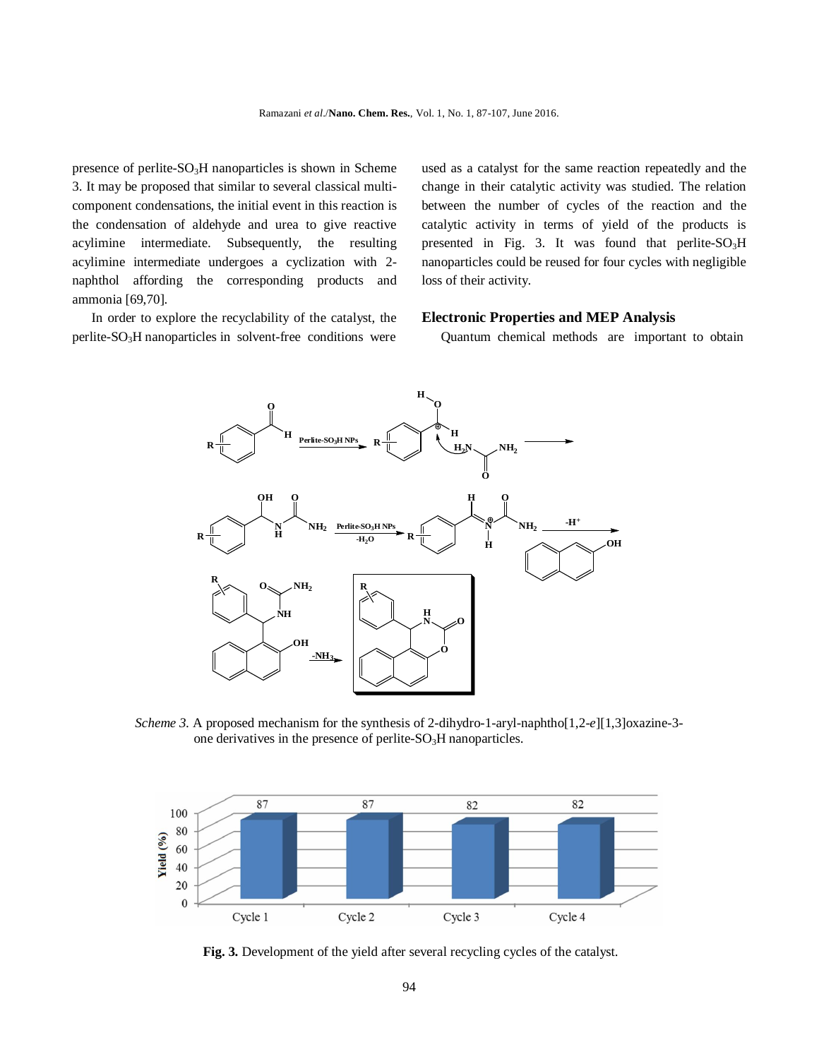presence of perlite-$SO_3H$ nanoparticles is shown in Scheme 3. It may be proposed that similar to several classical multi-component condensations, the initial event in this reaction is the condensation of aldehyde and urea to give reactive acylimine intermediate. Subsequently, the resulting acylimine intermediate undergoes a cyclization with 2-naphthol affording the corresponding products and ammonia [69,70].

In order to explore the recyclability of the catalyst, the perlite-$SO_3H$ nanoparticles in solvent-free conditions were used as a catalyst for the same reaction repeatedly and the change in their catalytic activity was studied. The relation between the number of cycles of the reaction and the catalytic activity in terms of yield of the products is presented in Fig. 3. It was found that perlite-$SO_3H$ nanoparticles could be reused for four cycles with negligible loss of their activity.

## Electronic Properties and MEP Analysis

Quantum chemical methods are important to obtain

*Scheme 3.* A proposed mechanism for the synthesis of 2-dihydro-1-aryl-naphtho[1,2-*e*][1,3]oxazine-3-one derivatives in the presence of perlite-$SO_3H$ nanoparticles.

| | Cycle 1 | Cycle 2 | Cycle 3 | Cycle 4 |
|---|---|---|---|---|
| Yield (%) | 87 | 87 | 82 | 82 |

**Fig. 3.** Development of the yield after several recycling cycles of the catalyst.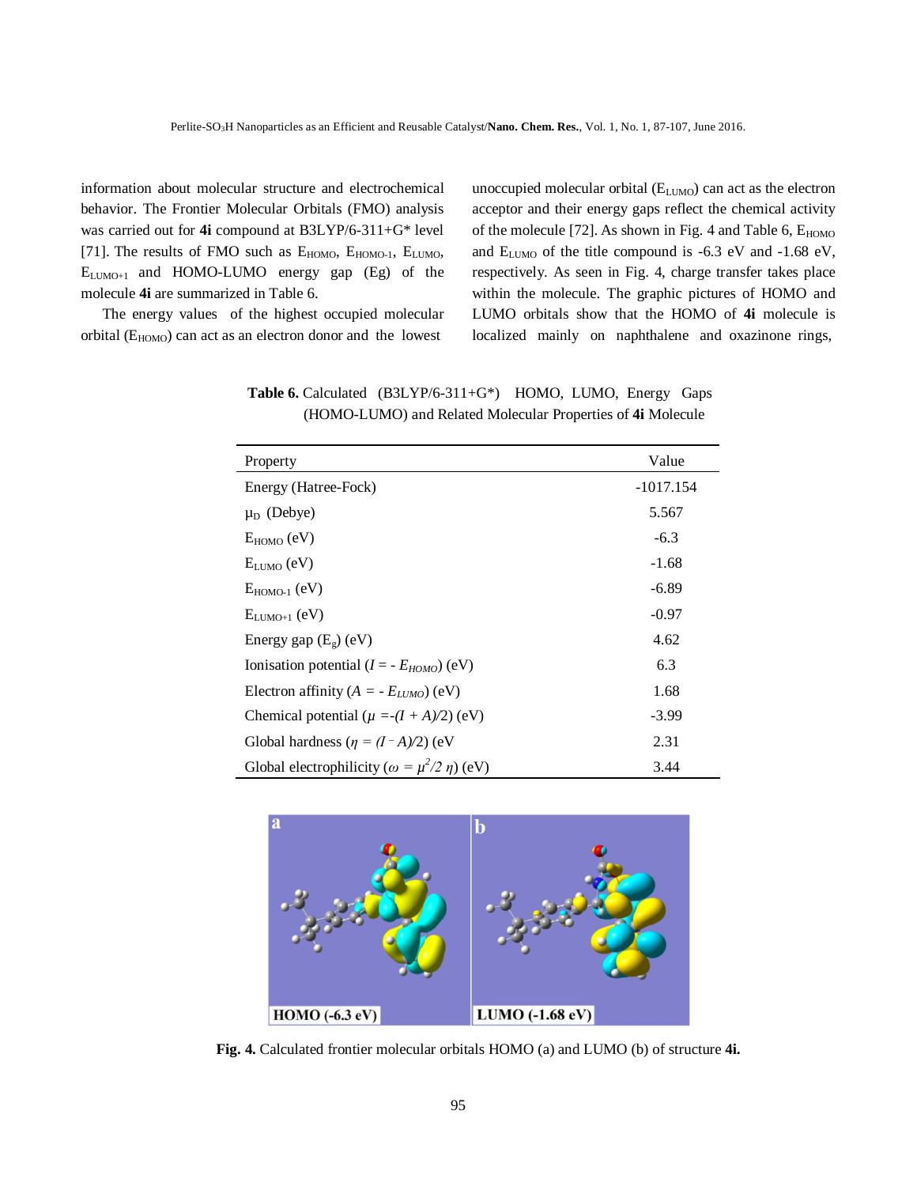information about molecular structure and electrochemical behavior. The Frontier Molecular Orbitals (FMO) analysis was carried out for **4i** compound at B3LYP/6-311+G* level [71]. The results of FMO such as $E_{HOMO}$, $E_{HOMO-1}$, $E_{LUMO}$, $E_{LUMO+1}$ and HOMO-LUMO energy gap (Eg) of the molecule **4i** are summarized in Table 6.

The energy values of the highest occupied molecular orbital ($E_{HOMO}$) can act as an electron donor and the lowest unoccupied molecular orbital ($E_{LUMO}$) can act as the electron acceptor and their energy gaps reflect the chemical activity of the molecule [72]. As shown in Fig. 4 and Table 6, $E_{HOMO}$ and $E_{LUMO}$ of the title compound is -6.3 eV and -1.68 eV, respectively. As seen in Fig. 4, charge transfer takes place within the molecule. The graphic pictures of HOMO and LUMO orbitals show that the HOMO of **4i** molecule is localized mainly on naphthalene and oxazinone rings,

**Table 6.** Calculated (B3LYP/6-311+G*) HOMO, LUMO, Energy Gaps (HOMO-LUMO) and Related Molecular Properties of **4i** Molecule

| Property | Value |
|---|---|
| Energy (Hatree-Fock) | -1017.154 |
| $\mu_D$ (Debye) | 5.567 |
| $E_{HOMO}$ (eV) | -6.3 |
| $E_{LUMO}$ (eV) | -1.68 |
| $E_{HOMO-1}$ (eV) | -6.89 |
| $E_{LUMO+1}$ (eV) | -0.97 |
| Energy gap ($E_g$) (eV) | 4.62 |
| Ionisation potential ($I = -E_{HOMO}$) (eV) | 6.3 |
| Electron affinity ($A = -E_{LUMO}$) (eV) | 1.68 |
| Chemical potential ($\mu = -(I + A)/2$) (eV) | -3.99 |
| Global hardness ($\eta = (I - A)/2$) (eV | 2.31 |
| Global electrophilicity ($\omega = \mu^2/2\eta$) (eV) | 3.44 |

**Fig. 4.** Calculated frontier molecular orbitals HOMO (a) and LUMO (b) of structure **4i.**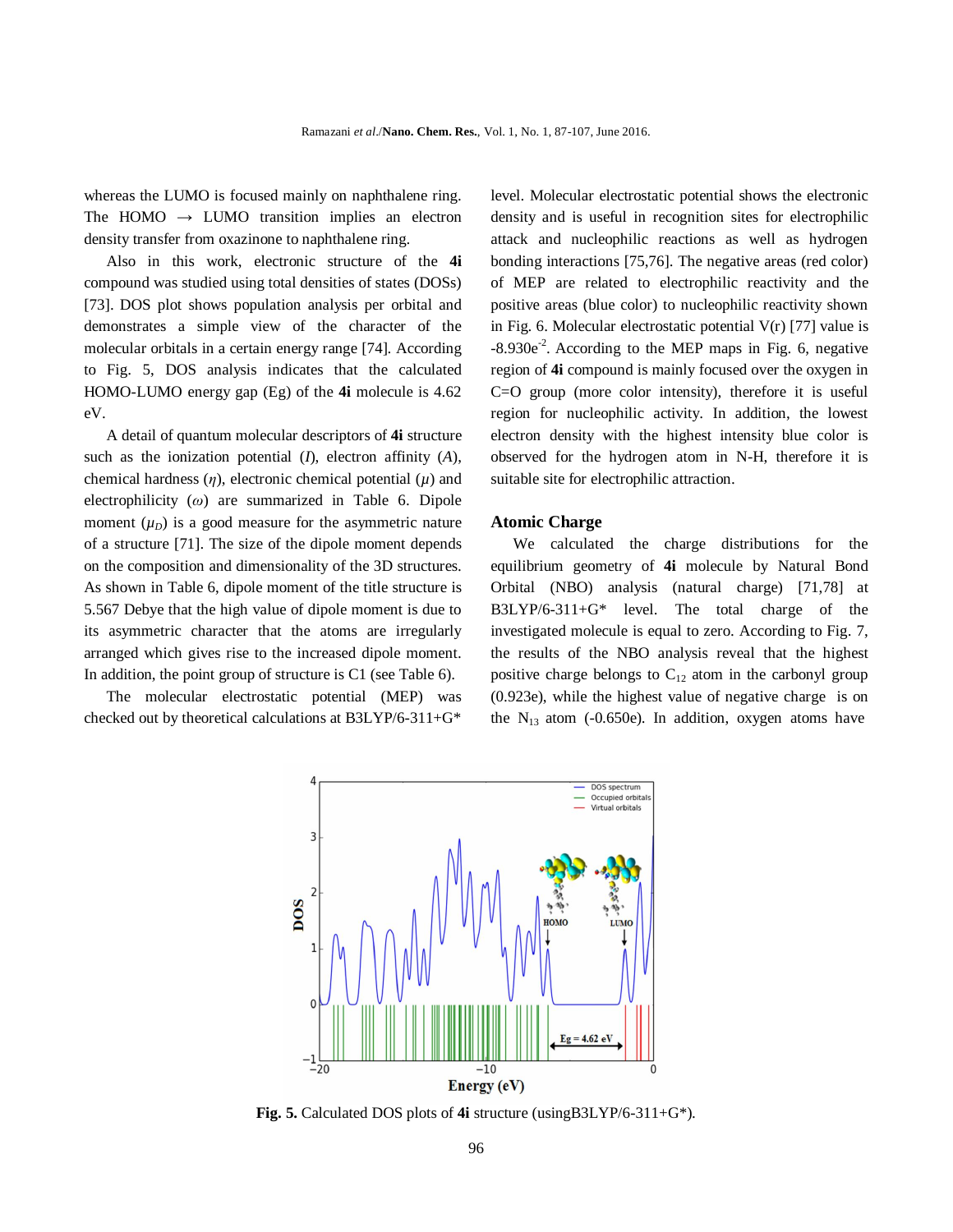whereas the LUMO is focused mainly on naphthalene ring. The HOMO → LUMO transition implies an electron density transfer from oxazinone to naphthalene ring.

Also in this work, electronic structure of the **4i** compound was studied using total densities of states (DOSs) [73]. DOS plot shows population analysis per orbital and demonstrates a simple view of the character of the molecular orbitals in a certain energy range [74]. According to Fig. 5, DOS analysis indicates that the calculated HOMO-LUMO energy gap (Eg) of the **4i** molecule is 4.62 eV.

A detail of quantum molecular descriptors of **4i** structure such as the ionization potential ($I$), electron affinity ($A$), chemical hardness ($\eta$), electronic chemical potential ($\mu$) and electrophilicity ($\omega$) are summarized in Table 6. Dipole moment ($\mu_D$) is a good measure for the asymmetric nature of a structure [71]. The size of the dipole moment depends on the composition and dimensionality of the 3D structures. As shown in Table 6, dipole moment of the title structure is 5.567 Debye that the high value of dipole moment is due to its asymmetric character that the atoms are irregularly arranged which gives rise to the increased dipole moment. In addition, the point group of structure is C1 (see Table 6).

The molecular electrostatic potential (MEP) was checked out by theoretical calculations at B3LYP/6-311+G* level. Molecular electrostatic potential shows the electronic density and is useful in recognition sites for electrophilic attack and nucleophilic reactions as well as hydrogen bonding interactions [75,76]. The negative areas (red color) of MEP are related to electrophilic reactivity and the positive areas (blue color) to nucleophilic reactivity shown in Fig. 6. Molecular electrostatic potential V(r) [77] value is $-8.930e^{-2}$. According to the MEP maps in Fig. 6, negative region of **4i** compound is mainly focused over the oxygen in C=O group (more color intensity), therefore it is useful region for nucleophilic activity. In addition, the lowest electron density with the highest intensity blue color is observed for the hydrogen atom in N-H, therefore it is suitable site for electrophilic attraction.

## Atomic Charge

We calculated the charge distributions for the equilibrium geometry of **4i** molecule by Natural Bond Orbital (NBO) analysis (natural charge) [71,78] at B3LYP/6-311+G* level. The total charge of the investigated molecule is equal to zero. According to Fig. 7, the results of the NBO analysis reveal that the highest positive charge belongs to $C_{12}$ atom in the carbonyl group (0.923e), while the highest value of negative charge is on the $N_{13}$ atom (-0.650e). In addition, oxygen atoms have

**Fig. 5.** Calculated DOS plots of **4i** structure (usingB3LYP/6-311+G*).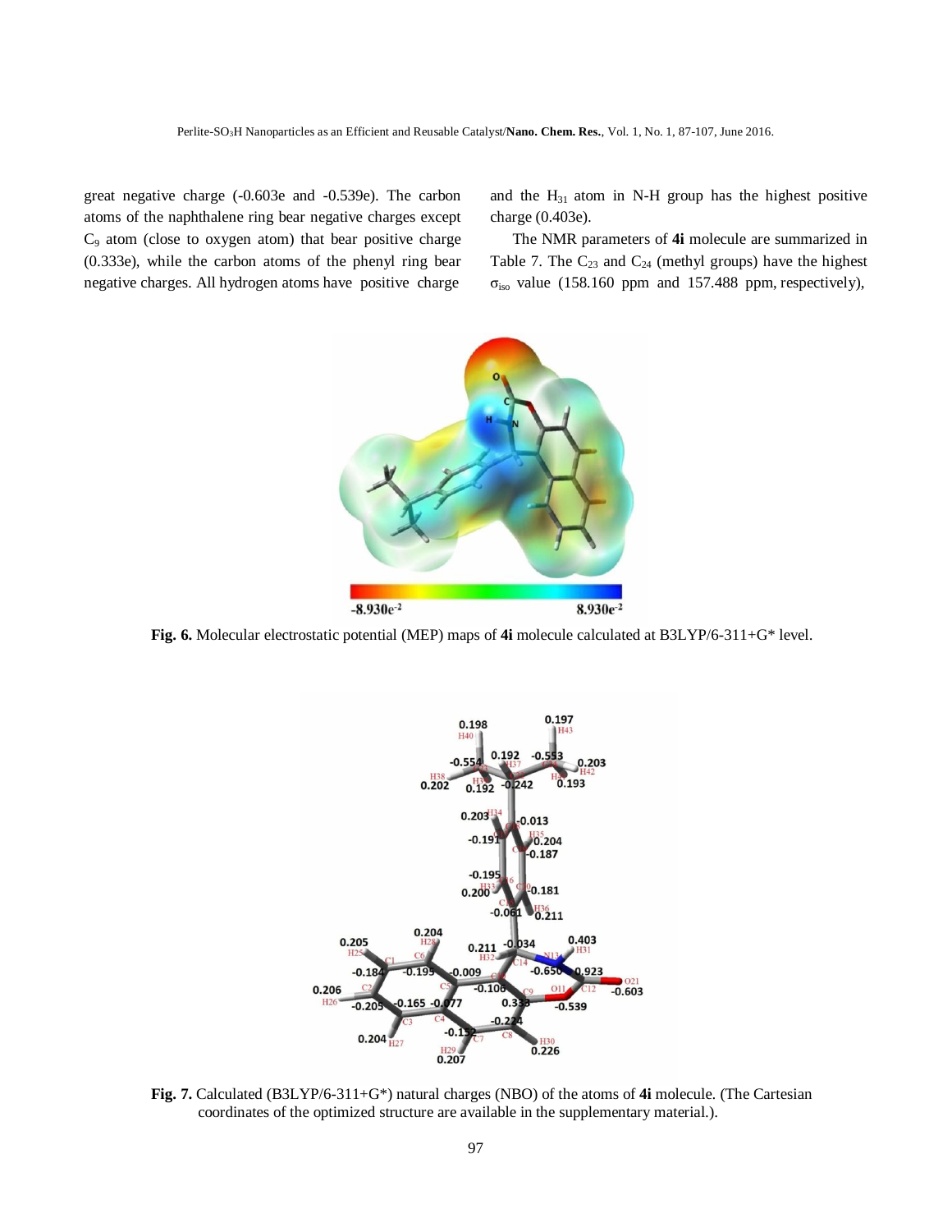great negative charge (-0.603e and -0.539e). The carbon atoms of the naphthalene ring bear negative charges except $C_9$ atom (close to oxygen atom) that bear positive charge (0.333e), while the carbon atoms of the phenyl ring bear negative charges. All hydrogen atoms have positive charge and the $H_{31}$ atom in N-H group has the highest positive charge (0.403e).

The NMR parameters of **4i** molecule are summarized in Table 7. The $C_{23}$ and $C_{24}$ (methyl groups) have the highest $\sigma_{iso}$ value (158.160 ppm and 157.488 ppm, respectively),

**Fig. 6.** Molecular electrostatic potential (MEP) maps of **4i** molecule calculated at B3LYP/6-311+G* level.

**Fig. 7.** Calculated (B3LYP/6-311+G*) natural charges (NBO) of the atoms of **4i** molecule. (The Cartesian coordinates of the optimized structure are available in the supplementary material.).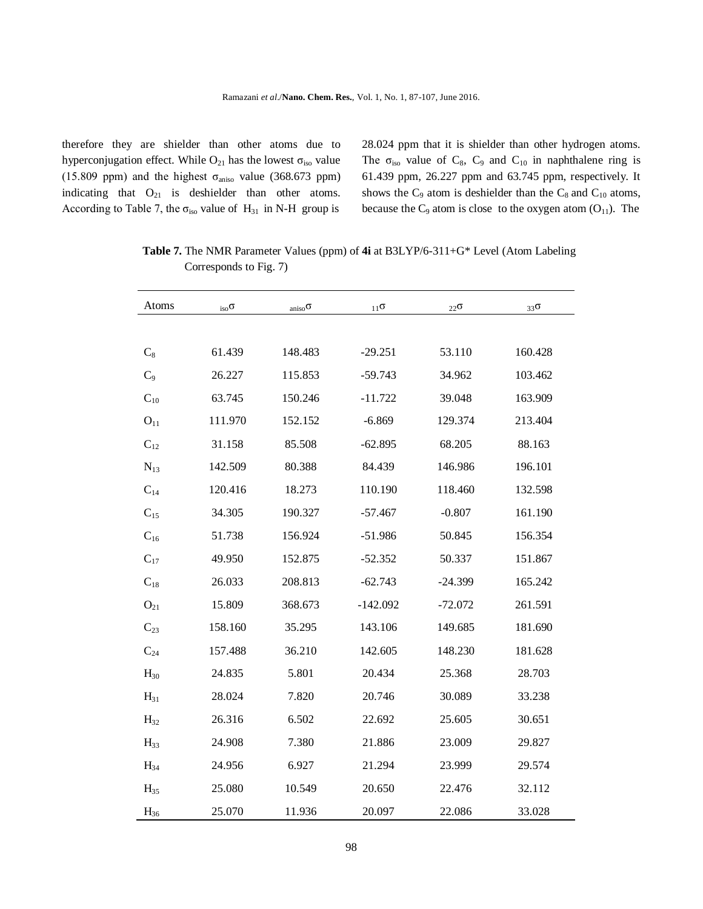therefore they are shielder than other atoms due to hyperconjugation effect. While $O_{21}$ has the lowest $\sigma_{iso}$ value (15.809 ppm) and the highest $\sigma_{aniso}$ value (368.673 ppm) indicating that $O_{21}$ is deshielder than other atoms. According to Table 7, the $\sigma_{iso}$ value of $H_{31}$ in N-H group is 28.024 ppm that it is shielder than other hydrogen atoms. The $\sigma_{iso}$ value of $C_8$, $C_9$ and $C_{10}$ in naphthalene ring is 61.439 ppm, 26.227 ppm and 63.745 ppm, respectively. It shows the $C_9$ atom is deshielder than the $C_8$ and $C_{10}$ atoms, because the $C_9$ atom is close to the oxygen atom ($O_{11}$). The

**Table 7.** The NMR Parameter Values (ppm) of **4i** at B3LYP/6-311+G* Level (Atom Labeling Corresponds to Fig. 7)

| Atoms | $\sigma_{iso}$ | $\sigma_{aniso}$ | $\sigma_{11}$ | $\sigma_{22}$ | $\sigma_{33}$ |
|---|---|---|---|---|---|
| $C_8$ | 61.439 | 148.483 | -29.251 | 53.110 | 160.428 |
| $C_9$ | 26.227 | 115.853 | -59.743 | 34.962 | 103.462 |
| $C_{10}$ | 63.745 | 150.246 | -11.722 | 39.048 | 163.909 |
| $O_{11}$ | 111.970 | 152.152 | -6.869 | 129.374 | 213.404 |
| $C_{12}$ | 31.158 | 85.508 | -62.895 | 68.205 | 88.163 |
| $N_{13}$ | 142.509 | 80.388 | 84.439 | 146.986 | 196.101 |
| $C_{14}$ | 120.416 | 18.273 | 110.190 | 118.460 | 132.598 |
| $C_{15}$ | 34.305 | 190.327 | -57.467 | -0.807 | 161.190 |
| $C_{16}$ | 51.738 | 156.924 | -51.986 | 50.845 | 156.354 |
| $C_{17}$ | 49.950 | 152.875 | -52.352 | 50.337 | 151.867 |
| $C_{18}$ | 26.033 | 208.813 | -62.743 | -24.399 | 165.242 |
| $O_{21}$ | 15.809 | 368.673 | -142.092 | -72.072 | 261.591 |
| $C_{23}$ | 158.160 | 35.295 | 143.106 | 149.685 | 181.690 |
| $C_{24}$ | 157.488 | 36.210 | 142.605 | 148.230 | 181.628 |
| $H_{30}$ | 24.835 | 5.801 | 20.434 | 25.368 | 28.703 |
| $H_{31}$ | 28.024 | 7.820 | 20.746 | 30.089 | 33.238 |
| $H_{32}$ | 26.316 | 6.502 | 22.692 | 25.605 | 30.651 |
| $H_{33}$ | 24.908 | 7.380 | 21.886 | 23.009 | 29.827 |
| $H_{34}$ | 24.956 | 6.927 | 21.294 | 23.999 | 29.574 |
| $H_{35}$ | 25.080 | 10.549 | 20.650 | 22.476 | 32.112 |
| $H_{36}$ | 25.070 | 11.936 | 20.097 | 22.086 | 33.028 |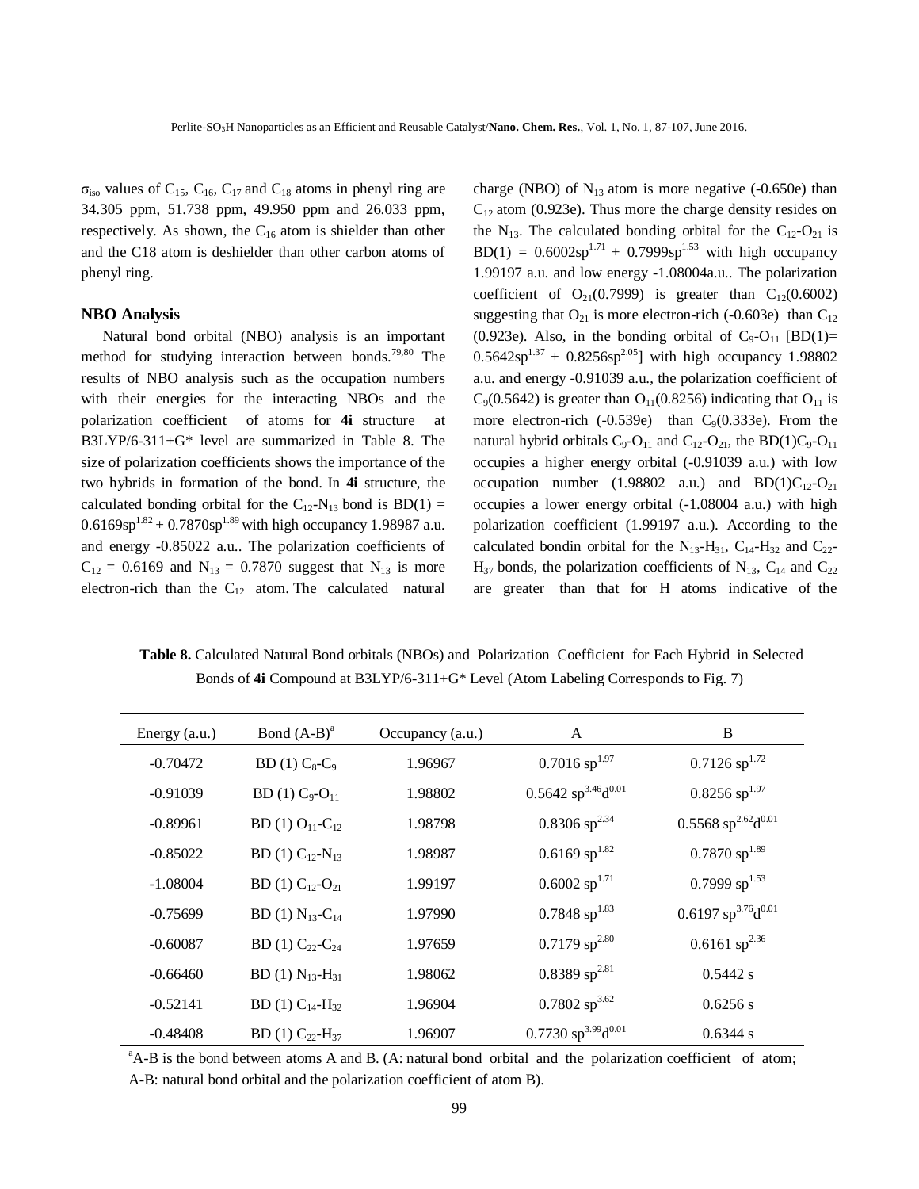$\sigma_{iso}$ values of $C_{15}$, $C_{16}$, $C_{17}$ and $C_{18}$ atoms in phenyl ring are 34.305 ppm, 51.738 ppm, 49.950 ppm and 26.033 ppm, respectively. As shown, the $C_{16}$ atom is shielder than other and the C18 atom is deshielder than other carbon atoms of phenyl ring.

### NBO Analysis

Natural bond orbital (NBO) analysis is an important method for studying interaction between bonds.[79,80] The results of NBO analysis such as the occupation numbers with their energies for the interacting NBOs and the polarization coefficient of atoms for **4i** structure at B3LYP/6-311+G* level are summarized in Table 8. The size of polarization coefficients shows the importance of the two hybrids in formation of the bond. In **4i** structure, the calculated bonding orbital for the $C_{12}$-$N_{13}$ bond is BD(1) = $0.6169sp^{1.82} + 0.7870sp^{1.89}$ with high occupancy 1.98987 a.u. and energy -0.85022 a.u.. The polarization coefficients of $C_{12}$ = 0.6169 and $N_{13}$ = 0.7870 suggest that $N_{13}$ is more electron-rich than the $C_{12}$ atom. The calculated natural charge (NBO) of $N_{13}$ atom is more negative (-0.650e) than $C_{12}$ atom (0.923e). Thus more the charge density resides on the $N_{13}$. The calculated bonding orbital for the $C_{12}$-$O_{21}$ is BD(1) = $0.6002sp^{1.71} + 0.7999sp^{1.53}$ with high occupancy 1.99197 a.u. and low energy -1.08004a.u.. The polarization coefficient of $O_{21}$(0.7999) is greater than $C_{12}$(0.6002) suggesting that $O_{21}$ is more electron-rich (-0.603e) than $C_{12}$ (0.923e). Also, in the bonding orbital of $C_9$-$O_{11}$ [BD(1)= $0.5642sp^{1.37} + 0.8256sp^{2.05}$] with high occupancy 1.98802 a.u. and energy -0.91039 a.u., the polarization coefficient of $C_9$(0.5642) is greater than $O_{11}$(0.8256) indicating that $O_{11}$ is more electron-rich (-0.539e) than $C_9$(0.333e). From the natural hybrid orbitals $C_9$-$O_{11}$ and $C_{12}$-$O_{21}$, the BD(1)$C_9$-$O_{11}$ occupies a higher energy orbital (-0.91039 a.u.) with low occupation number (1.98802 a.u.) and BD(1)$C_{12}$-$O_{21}$ occupies a lower energy orbital (-1.08004 a.u.) with high polarization coefficient (1.99197 a.u.). According to the calculated bondin orbital for the $N_{13}$-$H_{31}$, $C_{14}$-$H_{32}$ and $C_{22}$-$H_{37}$ bonds, the polarization coefficients of $N_{13}$, $C_{14}$ and $C_{22}$ are greater than that for H atoms indicative of the

**Table 8.** Calculated Natural Bond orbitals (NBOs) and Polarization Coefficient for Each Hybrid in Selected Bonds of **4i** Compound at B3LYP/6-311+G* Level (Atom Labeling Corresponds to Fig. 7)

| Energy (a.u.) | Bond (A-B)[a] | Occupancy (a.u.) | A | B |
|---|---|---|---|---|
| -0.70472 | BD (1) $C_8$-$C_9$ | 1.96967 | $0.7016\ sp^{1.97}$ | $0.7126\ sp^{1.72}$ |
| -0.91039 | BD (1) $C_9$-$O_{11}$ | 1.98802 | $0.5642\ sp^{3.46}d^{0.01}$ | $0.8256\ sp^{1.97}$ |
| -0.89961 | BD (1) $O_{11}$-$C_{12}$ | 1.98798 | $0.8306\ sp^{2.34}$ | $0.5568\ sp^{2.62}d^{0.01}$ |
| -0.85022 | BD (1) $C_{12}$-$N_{13}$ | 1.98987 | $0.6169\ sp^{1.82}$ | $0.7870\ sp^{1.89}$ |
| -1.08004 | BD (1) $C_{12}$-$O_{21}$ | 1.99197 | $0.6002\ sp^{1.71}$ | $0.7999\ sp^{1.53}$ |
| -0.75699 | BD (1) $N_{13}$-$C_{14}$ | 1.97990 | $0.7848\ sp^{1.83}$ | $0.6197\ sp^{3.76}d^{0.01}$ |
| -0.60087 | BD (1) $C_{22}$-$C_{24}$ | 1.97659 | $0.7179\ sp^{2.80}$ | $0.6161\ sp^{2.36}$ |
| -0.66460 | BD (1) $N_{13}$-$H_{31}$ | 1.98062 | $0.8389\ sp^{2.81}$ | 0.5442 s |
| -0.52141 | BD (1) $C_{14}$-$H_{32}$ | 1.96904 | $0.7802\ sp^{3.62}$ | 0.6256 s |
| -0.48408 | BD (1) $C_{22}$-$H_{37}$ | 1.96907 | $0.7730\ sp^{3.99}d^{0.01}$ | 0.6344 s |

[a]A-B is the bond between atoms A and B. (A: natural bond orbital and the polarization coefficient of atom; A-B: natural bond orbital and the polarization coefficient of atom B).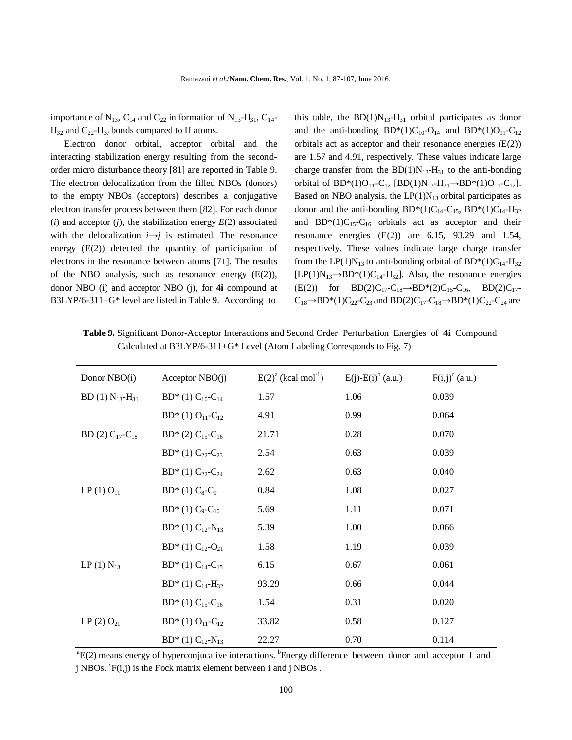importance of $N_{13}$, $C_{14}$ and $C_{22}$ in formation of $N_{13}$-$H_{31}$, $C_{14}$-$H_{32}$ and $C_{22}$-$H_{37}$ bonds compared to H atoms.

Electron donor orbital, acceptor orbital and the interacting stabilization energy resulting from the second-order micro disturbance theory [81] are reported in Table 9. The electron delocalization from the filled NBOs (donors) to the empty NBOs (acceptors) describes a conjugative electron transfer process between them [82]. For each donor (*i*) and acceptor (*j*), the stabilization energy *E*(2) associated with the delocalization $i \rightarrow j$ is estimated. The resonance energy (E(2)) detected the quantity of participation of electrons in the resonance between atoms [71]. The results of the NBO analysis, such as resonance energy (E(2)), donor NBO (i) and acceptor NBO (j), for **4i** compound at B3LYP/6-311+G* level are listed in Table 9. According to this table, the BD(1)$N_{13}$-$H_{31}$ orbital participates as donor and the anti-bonding BD*(1)$C_{10}$-$O_{14}$ and BD*(1)$O_{11}$-$C_{12}$ orbitals act as acceptor and their resonance energies (E(2)) are 1.57 and 4.91, respectively. These values indicate large charge transfer from the BD(1)$N_{13}$-$H_{31}$ to the anti-bonding orbital of BD*(1)$O_{11}$-$C_{12}$ [BD(1)$N_{13}$-$H_{31}$→BD*(1)$O_{11}$-$C_{12}$]. Based on NBO analysis, the LP(1)$N_{13}$ orbital participates as donor and the anti-bonding BD*(1)$C_{14}$-$C_{15}$, BD*(1)$C_{14}$-$H_{32}$ and BD*(1)$C_{15}$-$C_{16}$ orbitals act as acceptor and their resonance energies (E(2)) are 6.15, 93.29 and 1.54, respectively. These values indicate large charge transfer from the LP(1)$N_{13}$ to anti-bonding orbital of BD*(1)$C_{14}$-$H_{32}$ [LP(1)$N_{13}$→BD*(1)$C_{14}$-$H_{32}$]. Also, the resonance energies (E(2)) for BD(2)$C_{17}$-$C_{18}$→BD*(2)$C_{15}$-$C_{16}$, BD(2)$C_{17}$-$C_{18}$→BD*(1)$C_{22}$-$C_{23}$ and BD(2)$C_{17}$-$C_{18}$→BD*(1)$C_{22}$-$C_{24}$ are

**Table 9.** Significant Donor-Acceptor Interactions and Second Order Perturbation Energies of **4i** Compound Calculated at B3LYP/6-311+G* Level (Atom Labeling Corresponds to Fig. 7)

| Donor NBO(i) | Acceptor NBO(j) | E(2)[a] (kcal mol$^{-1}$) | E(j)-E(i)[b] (a.u.) | F(i,j)[c] (a.u.) |
|---|---|---|---|---|
| BD (1) $N_{13}$-$H_{31}$ | BD* (1) $C_{10}$-$C_{14}$ | 1.57 | 1.06 | 0.039 |
| | BD* (1) $O_{11}$-$C_{12}$ | 4.91 | 0.99 | 0.064 |
| BD (2) $C_{17}$-$C_{18}$ | BD* (2) $C_{15}$-$C_{16}$ | 21.71 | 0.28 | 0.070 |
| | BD* (1) $C_{22}$-$C_{23}$ | 2.54 | 0.63 | 0.039 |
| | BD* (1) $C_{22}$-$C_{24}$ | 2.62 | 0.63 | 0.040 |
| LP (1) $O_{11}$ | BD* (1) $C_8$-$C_9$ | 0.84 | 1.08 | 0.027 |
| | BD* (1) $C_9$-$C_{10}$ | 5.69 | 1.11 | 0.071 |
| | BD* (1) $C_{12}$-$N_{13}$ | 5.39 | 1.00 | 0.066 |
| | BD* (1) $C_{12}$-$O_{21}$ | 1.58 | 1.19 | 0.039 |
| LP (1) $N_{13}$ | BD* (1) $C_{14}$-$C_{15}$ | 6.15 | 0.67 | 0.061 |
| | BD* (1) $C_{14}$-$H_{32}$ | 93.29 | 0.66 | 0.044 |
| | BD* (1) $C_{15}$-$C_{16}$ | 1.54 | 0.31 | 0.020 |
| LP (2) $O_{21}$ | BD* (1) $O_{11}$-$C_{12}$ | 33.82 | 0.58 | 0.127 |
| | BD* (1) $C_{12}$-$N_{13}$ | 22.27 | 0.70 | 0.114 |

[a]E(2) means energy of hyperconjucative interactions. [b]Energy difference between donor and acceptor I and j NBOs. [c]F(i,j) is the Fock matrix element between i and j NBOs .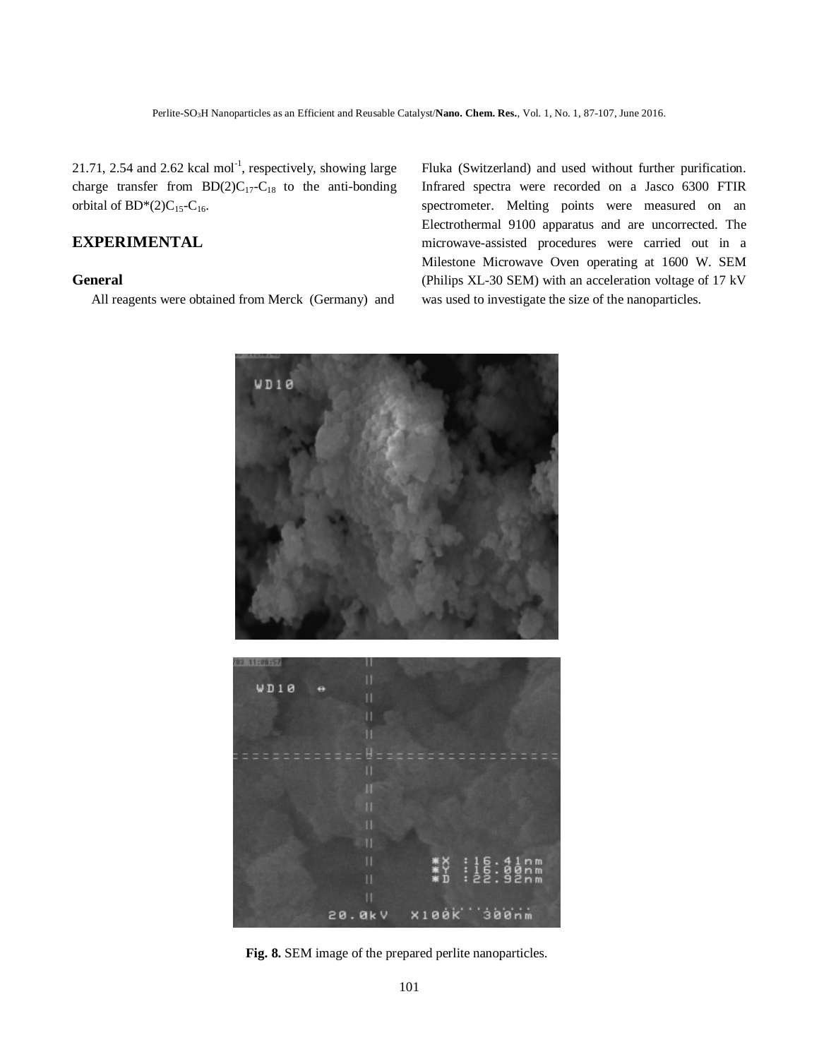21.71, 2.54 and 2.62 kcal mol$^{-1}$, respectively, showing large charge transfer from BD(2)$C_{17}$-$C_{18}$ to the anti-bonding orbital of BD*(2)$C_{15}$-$C_{16}$.

## EXPERIMENTAL

### General

All reagents were obtained from Merck (Germany) and Fluka (Switzerland) and used without further purification. Infrared spectra were recorded on a Jasco 6300 FTIR spectrometer. Melting points were measured on an Electrothermal 9100 apparatus and are uncorrected. The microwave-assisted procedures were carried out in a Milestone Microwave Oven operating at 1600 W. SEM (Philips XL-30 SEM) with an acceleration voltage of 17 kV was used to investigate the size of the nanoparticles.

**Fig. 8.** SEM image of the prepared perlite nanoparticles.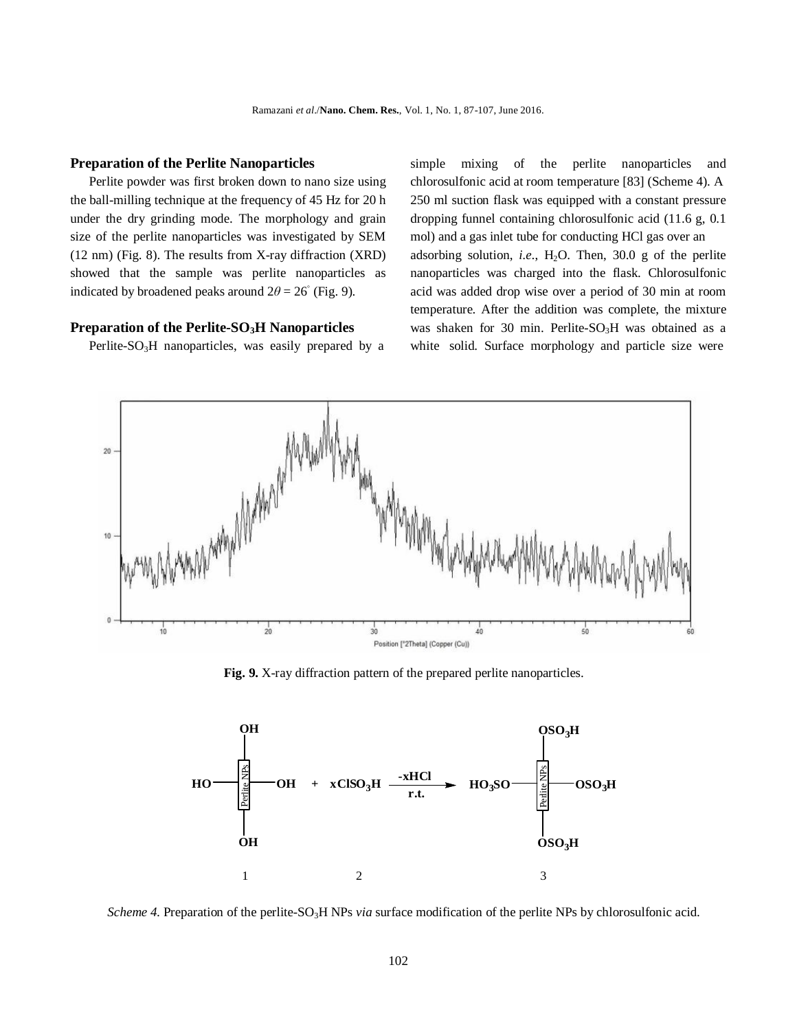### Preparation of the Perlite Nanoparticles

Perlite powder was first broken down to nano size using the ball-milling technique at the frequency of 45 Hz for 20 h under the dry grinding mode. The morphology and grain size of the perlite nanoparticles was investigated by SEM (12 nm) (Fig. 8). The results from X-ray diffraction (XRD) showed that the sample was perlite nanoparticles as indicated by broadened peaks around $2\theta = 26^{\circ}$ (Fig. 9).

### Preparation of the Perlite-$SO_3H$ Nanoparticles

Perlite-$SO_3H$ nanoparticles, was easily prepared by a simple mixing of the perlite nanoparticles and chlorosulfonic acid at room temperature [83] (Scheme 4). A 250 ml suction flask was equipped with a constant pressure dropping funnel containing chlorosulfonic acid (11.6 g, 0.1 mol) and a gas inlet tube for conducting HCl gas over an adsorbing solution, *i.e.*, $H_2O$. Then, 30.0 g of the perlite nanoparticles was charged into the flask. Chlorosulfonic acid was added drop wise over a period of 30 min at room temperature. After the addition was complete, the mixture was shaken for 30 min. Perlite-$SO_3H$ was obtained as a white solid. Surface morphology and particle size were

**Fig. 9.** X-ray diffraction pattern of the prepared perlite nanoparticles.

*Scheme 4.* Preparation of the perlite-$SO_3H$ NPs *via* surface modification of the perlite NPs by chlorosulfonic acid.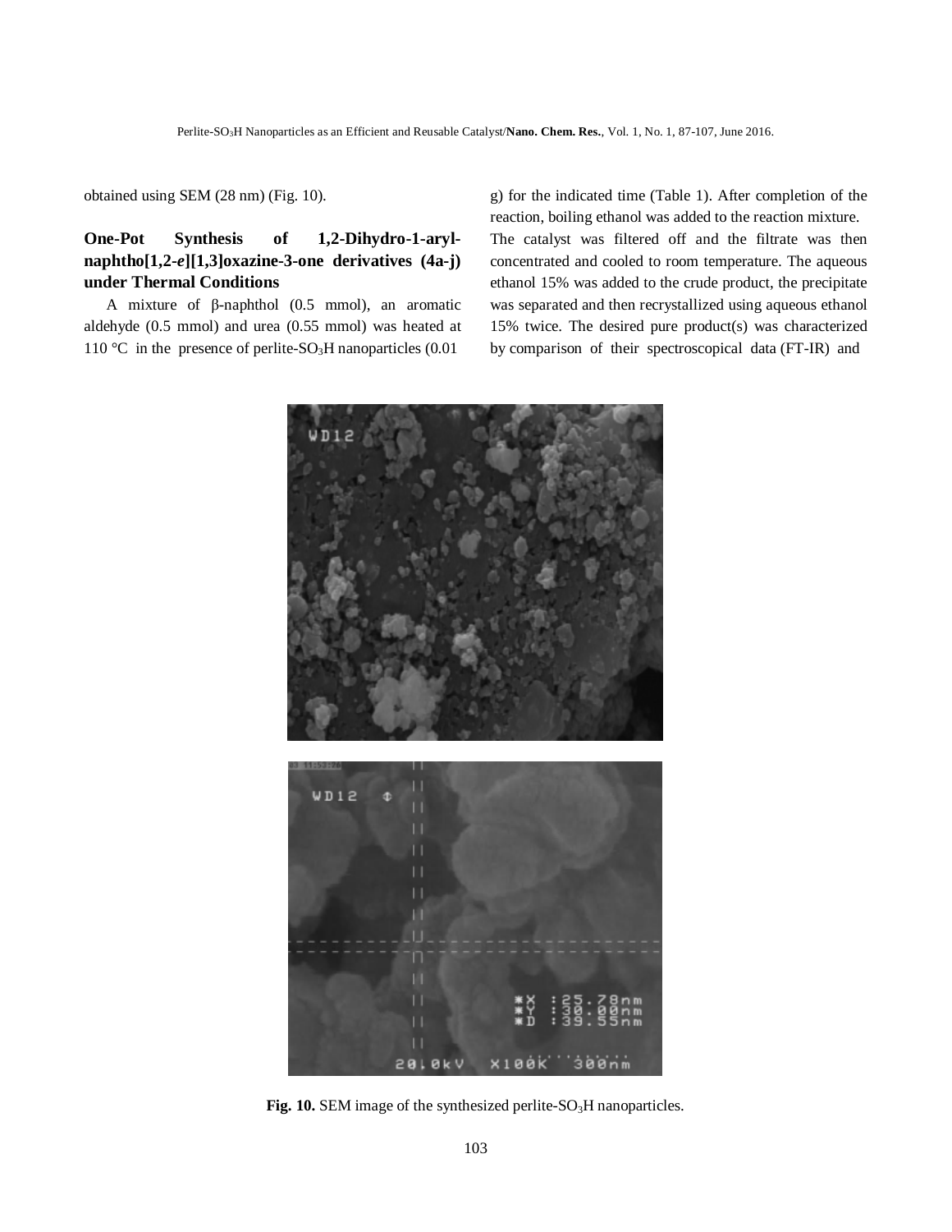obtained using SEM (28 nm) (Fig. 10).

### One-Pot Synthesis of 1,2-Dihydro-1-aryl-naphtho[1,2-*e*][1,3]oxazine-3-one derivatives (4a-j) under Thermal Conditions

A mixture of β-naphthol (0.5 mmol), an aromatic aldehyde (0.5 mmol) and urea (0.55 mmol) was heated at 110 °C in the presence of perlite-$SO_3H$ nanoparticles (0.01 g) for the indicated time (Table 1). After completion of the reaction, boiling ethanol was added to the reaction mixture. The catalyst was filtered off and the filtrate was then concentrated and cooled to room temperature. The aqueous ethanol 15% was added to the crude product, the precipitate was separated and then recrystallized using aqueous ethanol 15% twice. The desired pure product(s) was characterized by comparison of their spectroscopical data (FT-IR) and

**Fig. 10.** SEM image of the synthesized perlite-$SO_3H$ nanoparticles.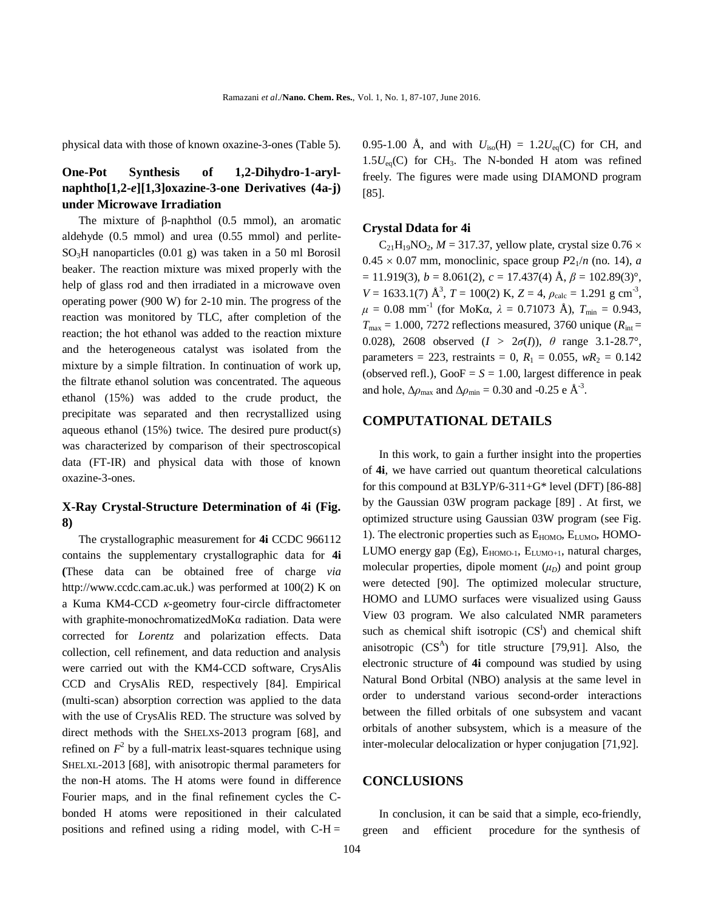physical data with those of known oxazine-3-ones (Table 5).

### One-Pot Synthesis of 1,2-Dihydro-1-aryl-naphtho[1,2-*e*][1,3]oxazine-3-one Derivatives (4a-j) under Microwave Irradiation

The mixture of β-naphthol (0.5 mmol), an aromatic aldehyde (0.5 mmol) and urea (0.55 mmol) and perlite-$SO_3H$ nanoparticles (0.01 g) was taken in a 50 ml Borosil beaker. The reaction mixture was mixed properly with the help of glass rod and then irradiated in a microwave oven operating power (900 W) for 2-10 min. The progress of the reaction was monitored by TLC, after completion of the reaction; the hot ethanol was added to the reaction mixture and the heterogeneous catalyst was isolated from the mixture by a simple filtration. In continuation of work up, the filtrate ethanol solution was concentrated. The aqueous ethanol (15%) was added to the crude product, the precipitate was separated and then recrystallized using aqueous ethanol (15%) twice. The desired pure product(s) was characterized by comparison of their spectroscopical data (FT-IR) and physical data with those of known oxazine-3-ones.

### X-Ray Crystal-Structure Determination of 4i (Fig. 8)

The crystallographic measurement for **4i** CCDC 966112 contains the supplementary crystallographic data for **4i** (These data can be obtained free of charge *via* http://www.ccdc.cam.ac.uk.) was performed at 100(2) K on a Kuma KM4-CCD *κ*-geometry four-circle diffractometer with graphite-monochromatizedMoKα radiation. Data were corrected for *Lorentz* and polarization effects. Data collection, cell refinement, and data reduction and analysis were carried out with the KM4-CCD software, CrysAlis CCD and CrysAlis RED, respectively [84]. Empirical (multi-scan) absorption correction was applied to the data with the use of CrysAlis RED. The structure was solved by direct methods with the SHELXS-2013 program [68], and refined on $F^2$ by a full-matrix least-squares technique using SHELXL-2013 [68], with anisotropic thermal parameters for the non-H atoms. The H atoms were found in difference Fourier maps, and in the final refinement cycles the C-bonded H atoms were repositioned in their calculated positions and refined using a riding model, with C-H = 0.95-1.00 Å, and with $U_{iso}(H) = 1.2U_{eq}(C)$ for CH, and $1.5U_{eq}(C)$ for $CH_3$. The N-bonded H atom was refined freely. The figures were made using DIAMOND program [85].

### Crystal Ddata for 4i

$C_{21}H_{19}NO_2$, $M = 317.37$, yellow plate, crystal size $0.76 \times 0.45 \times 0.07$ mm, monoclinic, space group $P2_1/n$ (no. 14), $a = 11.919(3)$, $b = 8.061(2)$, $c = 17.437(4)$ Å, $\beta = 102.89(3)°$, $V = 1633.1(7)$ Å$^3$, $T = 100(2)$ K, $Z = 4$, $\rho_{calc} = 1.291$ g cm$^{-3}$, $\mu = 0.08$ mm$^{-1}$ (for MoKα, $\lambda = 0.71073$ Å), $T_{min} = 0.943$, $T_{max} = 1.000$, 7272 reflections measured, 3760 unique ($R_{int} = 0.028$), 2608 observed ($I > 2\sigma(I)$), $\theta$ range 3.1-28.7°, parameters = 223, restraints = 0, $R_1 = 0.055$, $wR_2 = 0.142$ (observed refl.), GooF = $S$ = 1.00, largest difference in peak and hole, $\Delta\rho_{max}$ and $\Delta\rho_{min}$ = 0.30 and -0.25 e Å$^{-3}$.

## COMPUTATIONAL DETAILS

In this work, to gain a further insight into the properties of **4i**, we have carried out quantum theoretical calculations for this compound at B3LYP/6-311+G* level (DFT) [86-88] by the Gaussian 03W program package [89] . At first, we optimized structure using Gaussian 03W program (see Fig. 1). The electronic properties such as $E_{HOMO}$, $E_{LUMO}$, HOMO-LUMO energy gap (Eg), $E_{HOMO-1}$, $E_{LUMO+1}$, natural charges, molecular properties, dipole moment ($\mu_D$) and point group were detected [90]. The optimized molecular structure, HOMO and LUMO surfaces were visualized using Gauss View 03 program. We also calculated NMR parameters such as chemical shift isotropic ($CS^I$) and chemical shift anisotropic ($CS^A$) for title structure [79,91]. Also, the electronic structure of **4i** compound was studied by using Natural Bond Orbital (NBO) analysis at the same level in order to understand various second-order interactions between the filled orbitals of one subsystem and vacant orbitals of another subsystem, which is a measure of the inter-molecular delocalization or hyper conjugation [71,92].

## CONCLUSIONS

In conclusion, it can be said that a simple, eco-friendly, green and efficient procedure for the synthesis of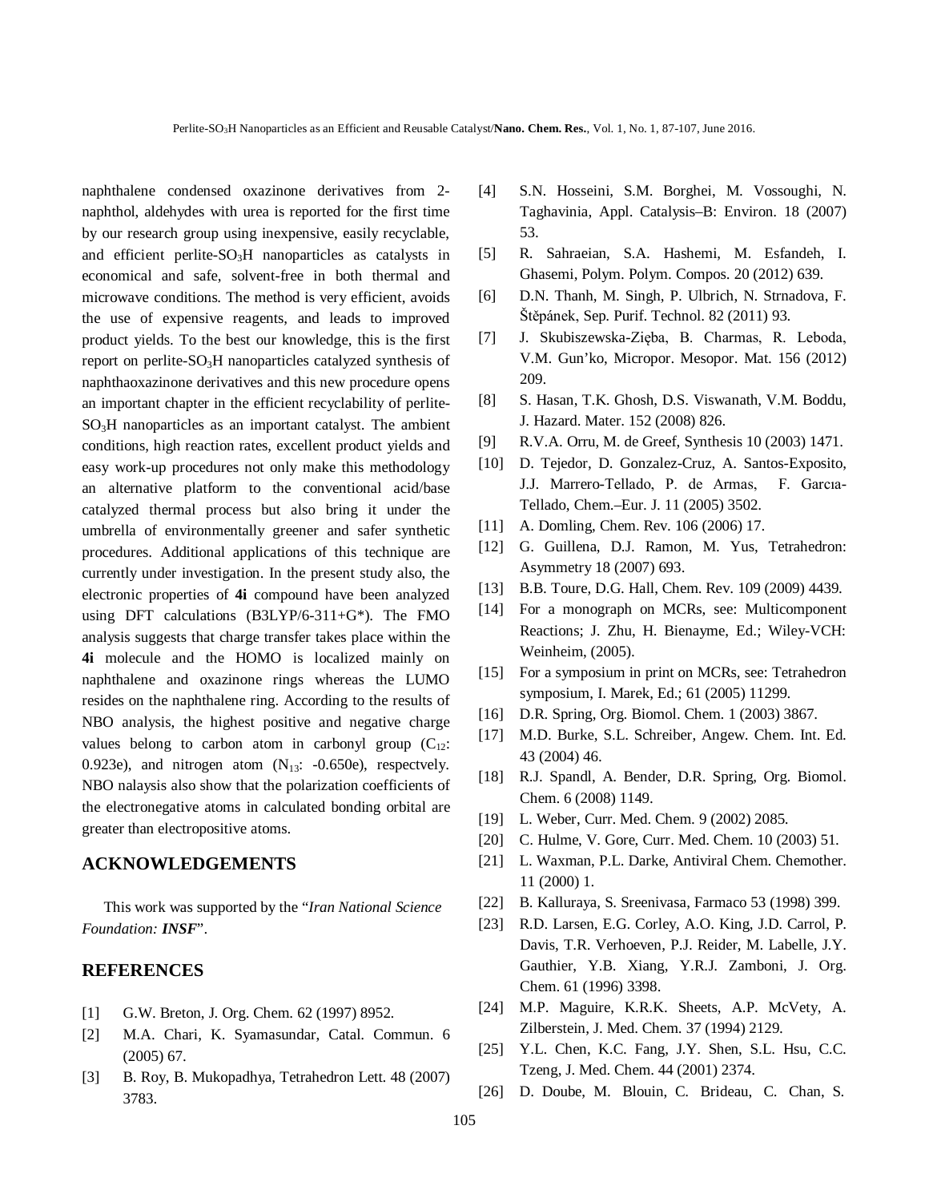naphthalene condensed oxazinone derivatives from 2-naphthol, aldehydes with urea is reported for the first time by our research group using inexpensive, easily recyclable, and efficient perlite-$SO_3H$ nanoparticles as catalysts in economical and safe, solvent-free in both thermal and microwave conditions. The method is very efficient, avoids the use of expensive reagents, and leads to improved product yields. To the best our knowledge, this is the first report on perlite-$SO_3H$ nanoparticles catalyzed synthesis of naphthaoxazinone derivatives and this new procedure opens an important chapter in the efficient recyclability of perlite-$SO_3H$ nanoparticles as an important catalyst. The ambient conditions, high reaction rates, excellent product yields and easy work-up procedures not only make this methodology an alternative platform to the conventional acid/base catalyzed thermal process but also bring it under the umbrella of environmentally greener and safer synthetic procedures. Additional applications of this technique are currently under investigation. In the present study also, the electronic properties of **4i** compound have been analyzed using DFT calculations (B3LYP/6-311+G*). The FMO analysis suggests that charge transfer takes place within the **4i** molecule and the HOMO is localized mainly on naphthalene and oxazinone rings whereas the LUMO resides on the naphthalene ring. According to the results of NBO analysis, the highest positive and negative charge values belong to carbon atom in carbonyl group ($C_{12}$: 0.923e), and nitrogen atom ($N_{13}$: -0.650e), respectvely. NBO nalaysis also show that the polarization coefficients of the electronegative atoms in calculated bonding orbital are greater than electropositive atoms.

## ACKNOWLEDGEMENTS

This work was supported by the "*Iran National Science Foundation: **INSF***".

## REFERENCES

[1] G.W. Breton, J. Org. Chem. 62 (1997) 8952.

[2] M.A. Chari, K. Syamasundar, Catal. Commun. 6 (2005) 67.

[3] B. Roy, B. Mukopadhya, Tetrahedron Lett. 48 (2007) 3783.

[4] S.N. Hosseini, S.M. Borghei, M. Vossoughi, N. Taghavinia, Appl. Catalysis–B: Environ. 18 (2007) 53.

[5] R. Sahraeian, S.A. Hashemi, M. Esfandeh, I. Ghasemi, Polym. Polym. Compos. 20 (2012) 639.

[6] D.N. Thanh, M. Singh, P. Ulbrich, N. Strnadova, F. Štěpánek, Sep. Purif. Technol. 82 (2011) 93.

[7] J. Skubiszewska-Zięba, B. Charmas, R. Leboda, V.M. Gun'ko, Micropor. Mesopor. Mat. 156 (2012) 209.

[8] S. Hasan, T.K. Ghosh, D.S. Viswanath, V.M. Boddu, J. Hazard. Mater. 152 (2008) 826.

[9] R.V.A. Orru, M. de Greef, Synthesis 10 (2003) 1471.

[10] D. Tejedor, D. Gonzalez-Cruz, A. Santos-Exposito, J.J. Marrero-Tellado, P. de Armas, F. Garcıa-Tellado, Chem.–Eur. J. 11 (2005) 3502.

[11] A. Domling, Chem. Rev. 106 (2006) 17.

[12] G. Guillena, D.J. Ramon, M. Yus, Tetrahedron: Asymmetry 18 (2007) 693.

[13] B.B. Toure, D.G. Hall, Chem. Rev. 109 (2009) 4439.

[14] For a monograph on MCRs, see: Multicomponent Reactions; J. Zhu, H. Bienayme, Ed.; Wiley-VCH: Weinheim, (2005).

[15] For a symposium in print on MCRs, see: Tetrahedron symposium, I. Marek, Ed.; 61 (2005) 11299.

[16] D.R. Spring, Org. Biomol. Chem. 1 (2003) 3867.

[17] M.D. Burke, S.L. Schreiber, Angew. Chem. Int. Ed. 43 (2004) 46.

[18] R.J. Spandl, A. Bender, D.R. Spring, Org. Biomol. Chem. 6 (2008) 1149.

[19] L. Weber, Curr. Med. Chem. 9 (2002) 2085.

[20] C. Hulme, V. Gore, Curr. Med. Chem. 10 (2003) 51.

[21] L. Waxman, P.L. Darke, Antiviral Chem. Chemother. 11 (2000) 1.

[22] B. Kalluraya, S. Sreenivasa, Farmaco 53 (1998) 399.

[23] R.D. Larsen, E.G. Corley, A.O. King, J.D. Carrol, P. Davis, T.R. Verhoeven, P.J. Reider, M. Labelle, J.Y. Gauthier, Y.B. Xiang, Y.R.J. Zamboni, J. Org. Chem. 61 (1996) 3398.

[24] M.P. Maguire, K.R.K. Sheets, A.P. McVety, A. Zilberstein, J. Med. Chem. 37 (1994) 2129.

[25] Y.L. Chen, K.C. Fang, J.Y. Shen, S.L. Hsu, C.C. Tzeng, J. Med. Chem. 44 (2001) 2374.

[26] D. Doube, M. Blouin, C. Brideau, C. Chan, S.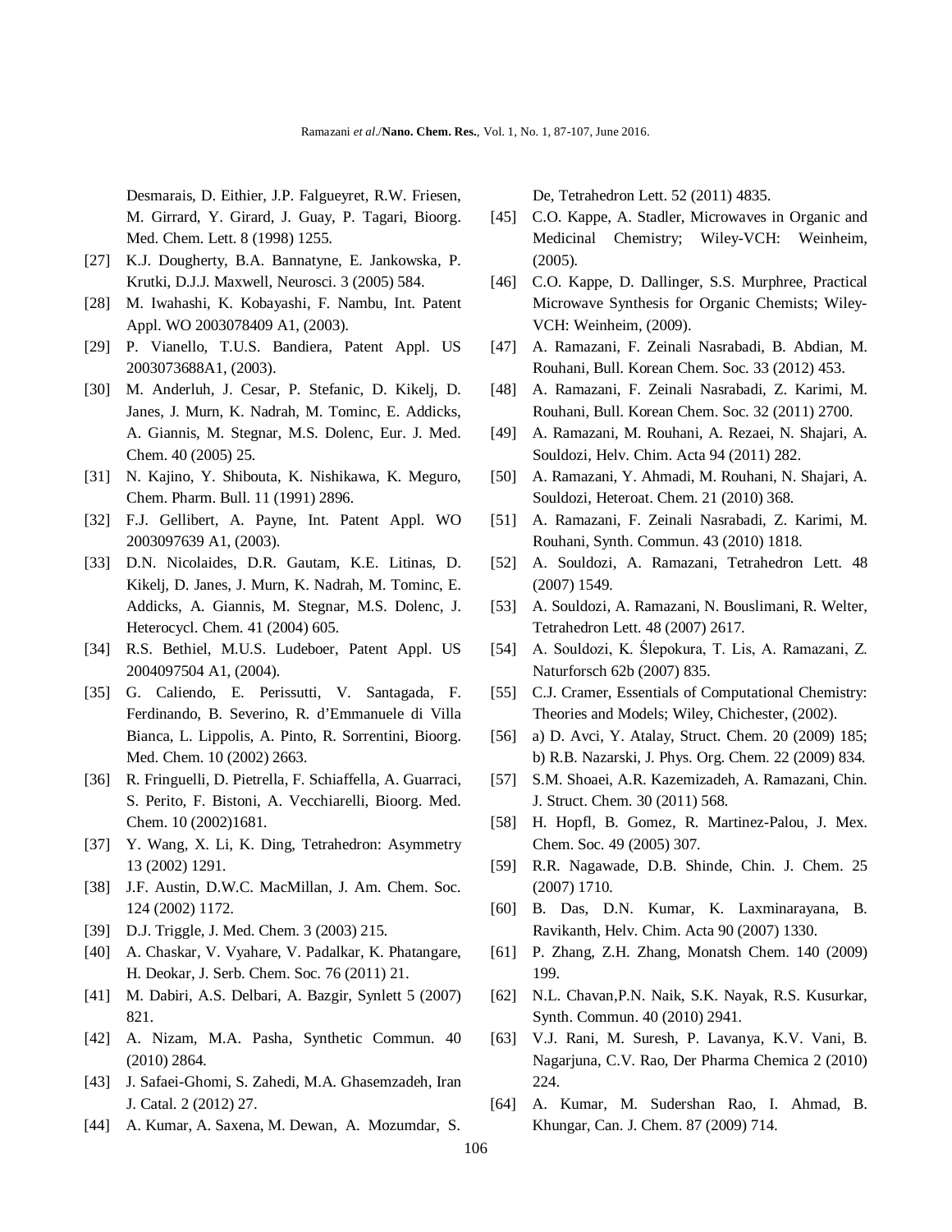Desmarais, D. Eithier, J.P. Falgueyret, R.W. Friesen, M. Girrard, Y. Girard, J. Guay, P. Tagari, Bioorg. Med. Chem. Lett. 8 (1998) 1255.

[27] K.J. Dougherty, B.A. Bannatyne, E. Jankowska, P. Krutki, D.J.J. Maxwell, Neurosci. 3 (2005) 584.

[28] M. Iwahashi, K. Kobayashi, F. Nambu, Int. Patent Appl. WO 2003078409 A1, (2003).

[29] P. Vianello, T.U.S. Bandiera, Patent Appl. US 2003073688A1, (2003).

[30] M. Anderluh, J. Cesar, P. Stefanic, D. Kikelj, D. Janes, J. Murn, K. Nadrah, M. Tominc, E. Addicks, A. Giannis, M. Stegnar, M.S. Dolenc, Eur. J. Med. Chem. 40 (2005) 25.

[31] N. Kajino, Y. Shibouta, K. Nishikawa, K. Meguro, Chem. Pharm. Bull. 11 (1991) 2896.

[32] F.J. Gellibert, A. Payne, Int. Patent Appl. WO 2003097639 A1, (2003).

[33] D.N. Nicolaides, D.R. Gautam, K.E. Litinas, D. Kikelj, D. Janes, J. Murn, K. Nadrah, M. Tominc, E. Addicks, A. Giannis, M. Stegnar, M.S. Dolenc, J. Heterocycl. Chem. 41 (2004) 605.

[34] R.S. Bethiel, M.U.S. Ludeboer, Patent Appl. US 2004097504 A1, (2004).

[35] G. Caliendo, E. Perissutti, V. Santagada, F. Ferdinando, B. Severino, R. d'Emmanuele di Villa Bianca, L. Lippolis, A. Pinto, R. Sorrentini, Bioorg. Med. Chem. 10 (2002) 2663.

[36] R. Fringuelli, D. Pietrella, F. Schiaffella, A. Guarraci, S. Perito, F. Bistoni, A. Vecchiarelli, Bioorg. Med. Chem. 10 (2002)1681.

[37] Y. Wang, X. Li, K. Ding, Tetrahedron: Asymmetry 13 (2002) 1291.

[38] J.F. Austin, D.W.C. MacMillan, J. Am. Chem. Soc. 124 (2002) 1172.

[39] D.J. Triggle, J. Med. Chem. 3 (2003) 215.

[40] A. Chaskar, V. Vyahare, V. Padalkar, K. Phatangare, H. Deokar, J. Serb. Chem. Soc. 76 (2011) 21.

[41] M. Dabiri, A.S. Delbari, A. Bazgir, Synlett 5 (2007) 821.

[42] A. Nizam, M.A. Pasha, Synthetic Commun. 40 (2010) 2864.

[43] J. Safaei-Ghomi, S. Zahedi, M.A. Ghasemzadeh, Iran J. Catal. 2 (2012) 27.

[44] A. Kumar, A. Saxena, M. Dewan, A. Mozumdar, S. De, Tetrahedron Lett. 52 (2011) 4835.

[45] C.O. Kappe, A. Stadler, Microwaves in Organic and Medicinal Chemistry; Wiley-VCH: Weinheim, (2005).

[46] C.O. Kappe, D. Dallinger, S.S. Murphree, Practical Microwave Synthesis for Organic Chemists; Wiley-VCH: Weinheim, (2009).

[47] A. Ramazani, F. Zeinali Nasrabadi, B. Abdian, M. Rouhani, Bull. Korean Chem. Soc. 33 (2012) 453.

[48] A. Ramazani, F. Zeinali Nasrabadi, Z. Karimi, M. Rouhani, Bull. Korean Chem. Soc. 32 (2011) 2700.

[49] A. Ramazani, M. Rouhani, A. Rezaei, N. Shajari, A. Souldozi, Helv. Chim. Acta 94 (2011) 282.

[50] A. Ramazani, Y. Ahmadi, M. Rouhani, N. Shajari, A. Souldozi, Heteroat. Chem. 21 (2010) 368.

[51] A. Ramazani, F. Zeinali Nasrabadi, Z. Karimi, M. Rouhani, Synth. Commun. 43 (2010) 1818.

[52] A. Souldozi, A. Ramazani, Tetrahedron Lett. 48 (2007) 1549.

[53] A. Souldozi, A. Ramazani, N. Bouslimani, R. Welter, Tetrahedron Lett. 48 (2007) 2617.

[54] A. Souldozi, K. Ślepokura, T. Lis, A. Ramazani, Z. Naturforsch 62b (2007) 835.

[55] C.J. Cramer, Essentials of Computational Chemistry: Theories and Models; Wiley, Chichester, (2002).

[56] a) D. Avci, Y. Atalay, Struct. Chem. 20 (2009) 185; b) R.B. Nazarski, J. Phys. Org. Chem. 22 (2009) 834.

[57] S.M. Shoaei, A.R. Kazemizadeh, A. Ramazani, Chin. J. Struct. Chem. 30 (2011) 568.

[58] H. Hopfl, B. Gomez, R. Martinez-Palou, J. Mex. Chem. Soc. 49 (2005) 307.

[59] R.R. Nagawade, D.B. Shinde, Chin. J. Chem. 25 (2007) 1710.

[60] B. Das, D.N. Kumar, K. Laxminarayana, B. Ravikanth, Helv. Chim. Acta 90 (2007) 1330.

[61] P. Zhang, Z.H. Zhang, Monatsh Chem. 140 (2009) 199.

[62] N.L. Chavan,P.N. Naik, S.K. Nayak, R.S. Kusurkar, Synth. Commun. 40 (2010) 2941.

[63] V.J. Rani, M. Suresh, P. Lavanya, K.V. Vani, B. Nagarjuna, C.V. Rao, Der Pharma Chemica 2 (2010) 224.

[64] A. Kumar, M. Sudershan Rao, I. Ahmad, B. Khungar, Can. J. Chem. 87 (2009) 714.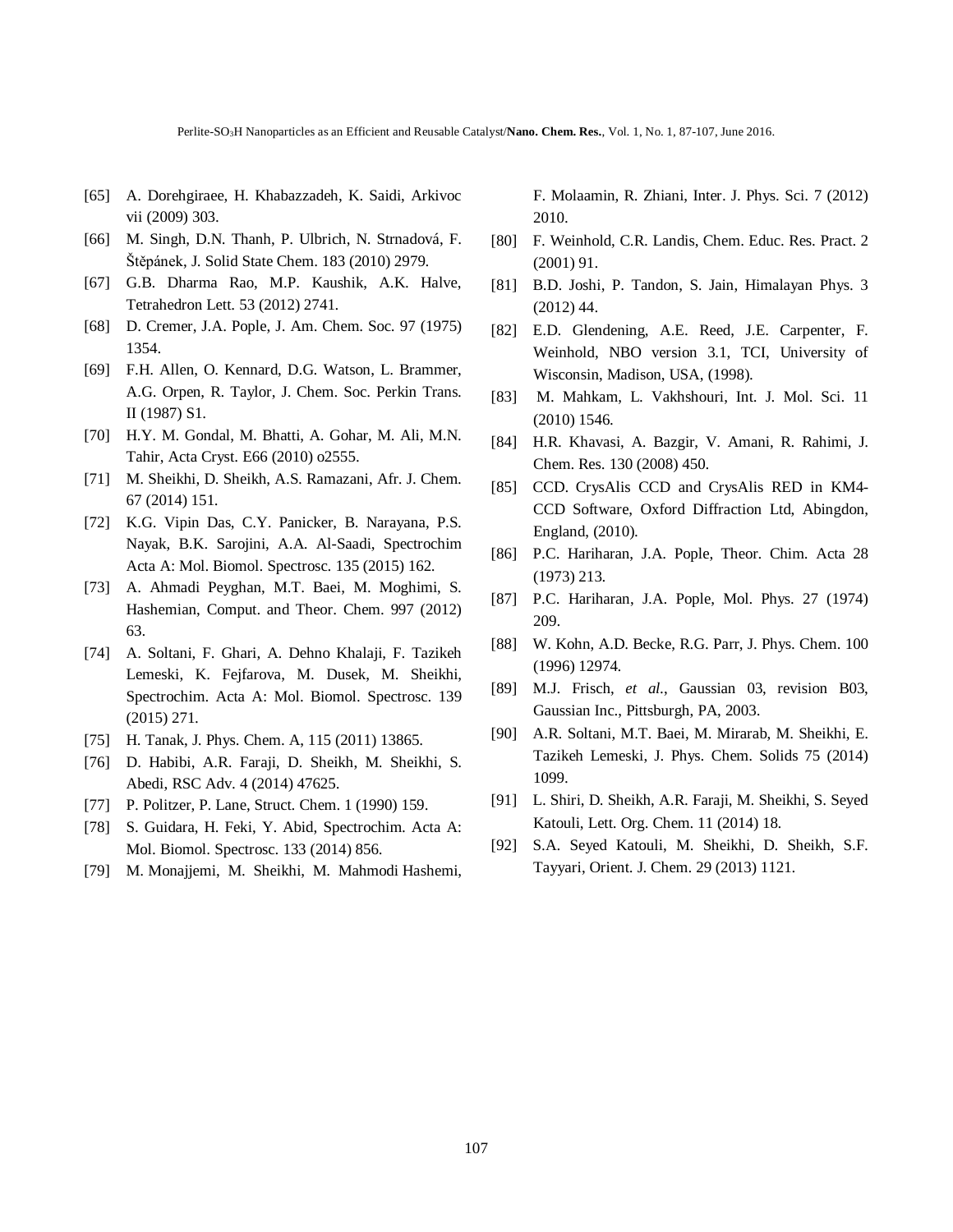[65] A. Dorehgiraee, H. Khabazzadeh, K. Saidi, Arkivoc vii (2009) 303.

[66] M. Singh, D.N. Thanh, P. Ulbrich, N. Strnadová, F. Štěpánek, J. Solid State Chem. 183 (2010) 2979.

[67] G.B. Dharma Rao, M.P. Kaushik, A.K. Halve, Tetrahedron Lett. 53 (2012) 2741.

[68] D. Cremer, J.A. Pople, J. Am. Chem. Soc. 97 (1975) 1354.

[69] F.H. Allen, O. Kennard, D.G. Watson, L. Brammer, A.G. Orpen, R. Taylor, J. Chem. Soc. Perkin Trans. II (1987) S1.

[70] H.Y. M. Gondal, M. Bhatti, A. Gohar, M. Ali, M.N. Tahir, Acta Cryst. E66 (2010) o2555.

[71] M. Sheikhi, D. Sheikh, A.S. Ramazani, Afr. J. Chem. 67 (2014) 151.

[72] K.G. Vipin Das, C.Y. Panicker, B. Narayana, P.S. Nayak, B.K. Sarojini, A.A. Al-Saadi, Spectrochim Acta A: Mol. Biomol. Spectrosc. 135 (2015) 162.

[73] A. Ahmadi Peyghan, M.T. Baei, M. Moghimi, S. Hashemian, Comput. and Theor. Chem. 997 (2012) 63.

[74] A. Soltani, F. Ghari, A. Dehno Khalaji, F. Tazikeh Lemeski, K. Fejfarova, M. Dusek, M. Sheikhi, Spectrochim. Acta A: Mol. Biomol. Spectrosc. 139 (2015) 271.

[75] H. Tanak, J. Phys. Chem. A, 115 (2011) 13865.

[76] D. Habibi, A.R. Faraji, D. Sheikh, M. Sheikhi, S. Abedi, RSC Adv. 4 (2014) 47625.

[77] P. Politzer, P. Lane, Struct. Chem. 1 (1990) 159.

[78] S. Guidara, H. Feki, Y. Abid, Spectrochim. Acta A: Mol. Biomol. Spectrosc. 133 (2014) 856.

[79] M. Monajjemi, M. Sheikhi, M. Mahmodi Hashemi, F. Molaamin, R. Zhiani, Inter. J. Phys. Sci. 7 (2012) 2010.

[80] F. Weinhold, C.R. Landis, Chem. Educ. Res. Pract. 2 (2001) 91.

[81] B.D. Joshi, P. Tandon, S. Jain, Himalayan Phys. 3 (2012) 44.

[82] E.D. Glendening, A.E. Reed, J.E. Carpenter, F. Weinhold, NBO version 3.1, TCI, University of Wisconsin, Madison, USA, (1998).

[83] M. Mahkam, L. Vakhshouri, Int. J. Mol. Sci. 11 (2010) 1546.

[84] H.R. Khavasi, A. Bazgir, V. Amani, R. Rahimi, J. Chem. Res. 130 (2008) 450.

[85] CCD. CrysAlis CCD and CrysAlis RED in KM4-CCD Software, Oxford Diffraction Ltd, Abingdon, England, (2010).

[86] P.C. Hariharan, J.A. Pople, Theor. Chim. Acta 28 (1973) 213.

[87] P.C. Hariharan, J.A. Pople, Mol. Phys. 27 (1974) 209.

[88] W. Kohn, A.D. Becke, R.G. Parr, J. Phys. Chem. 100 (1996) 12974.

[89] M.J. Frisch, *et al.*, Gaussian 03, revision B03, Gaussian Inc., Pittsburgh, PA, 2003.

[90] A.R. Soltani, M.T. Baei, M. Mirarab, M. Sheikhi, E. Tazikeh Lemeski, J. Phys. Chem. Solids 75 (2014) 1099.

[91] L. Shiri, D. Sheikh, A.R. Faraji, M. Sheikhi, S. Seyed Katouli, Lett. Org. Chem. 11 (2014) 18.

[92] S.A. Seyed Katouli, M. Sheikhi, D. Sheikh, S.F. Tayyari, Orient. J. Chem. 29 (2013) 1121.